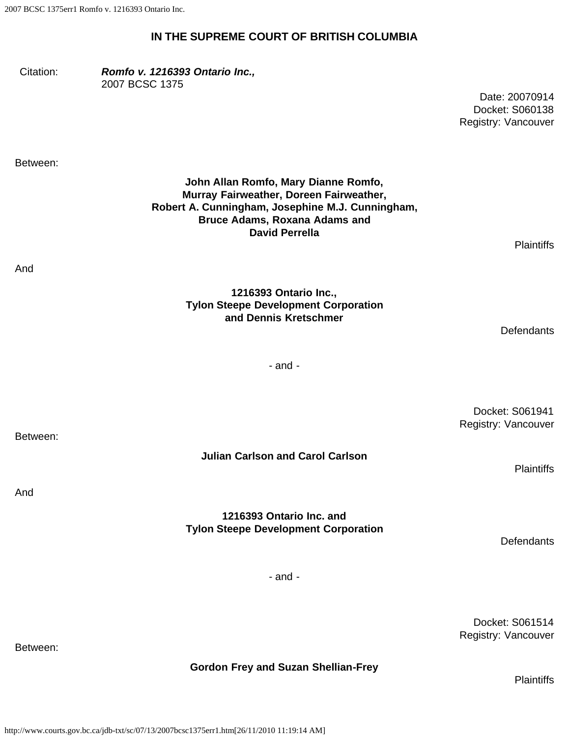# IN THE SUPREME COURT OF BRITISH COLUMBIA

Citation: ***Romfo v. 1216393 Ontario Inc.,***
2007 BCSC 1375

Date: 20070914
Docket: S060138
Registry: Vancouver

Between:

**John Allan Romfo, Mary Dianne Romfo,**
**Murray Fairweather, Doreen Fairweather,**
**Robert A. Cunningham, Josephine M.J. Cunningham,**
**Bruce Adams, Roxana Adams and**
**David Perrella**

Plaintiffs

And

**1216393 Ontario Inc.,**
**Tylon Steepe Development Corporation**
**and Dennis Kretschmer**

Defendants

\- and -

Docket: S061941
Registry: Vancouver

Between:

**Julian Carlson and Carol Carlson**

Plaintiffs

And

**1216393 Ontario Inc. and**
**Tylon Steepe Development Corporation**

Defendants

\- and -

Docket: S061514
Registry: Vancouver

Between:

**Gordon Frey and Suzan Shellian-Frey**

Plaintiffs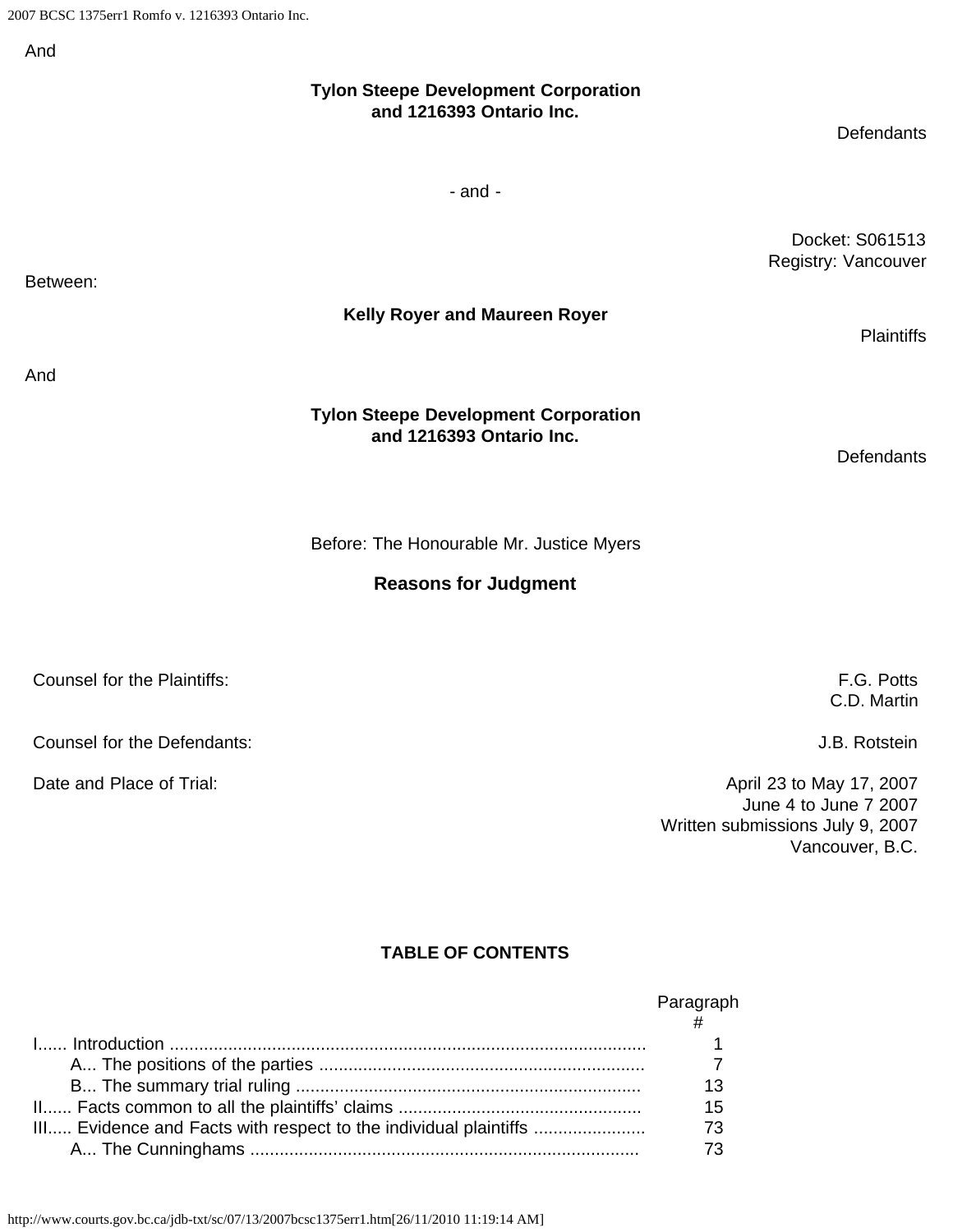And

**Tylon Steepe Development Corporation and 1216393 Ontario Inc.**

Defendants

- and -

Docket: S061513
Registry: Vancouver

Between:

**Kelly Royer and Maureen Royer**

Plaintiffs

And

**Tylon Steepe Development Corporation and 1216393 Ontario Inc.**

Defendants

Before: The Honourable Mr. Justice Myers

## Reasons for Judgment

| | |
|---|---|
| Counsel for the Plaintiffs: | F.G. Potts<br>C.D. Martin |
| Counsel for the Defendants: | J.B. Rotstein |
| Date and Place of Trial: | April 23 to May 17, 2007<br>June 4 to June 7 2007<br>Written submissions July 9, 2007<br>Vancouver, B.C. |

### TABLE OF CONTENTS

| | Paragraph # |
|---|---|
| I...... Introduction ........................................................................................ | 1 |
| A... The positions of the parties ................................................................... | 7 |
| B... The summary trial ruling ....................................................................... | 13 |
| II...... Facts common to all the plaintiffs' claims ................................................. | 15 |
| III..... Evidence and Facts with respect to the individual plaintiffs ....................... | 73 |
| A... The Cunninghams ............................................................................... | 73 |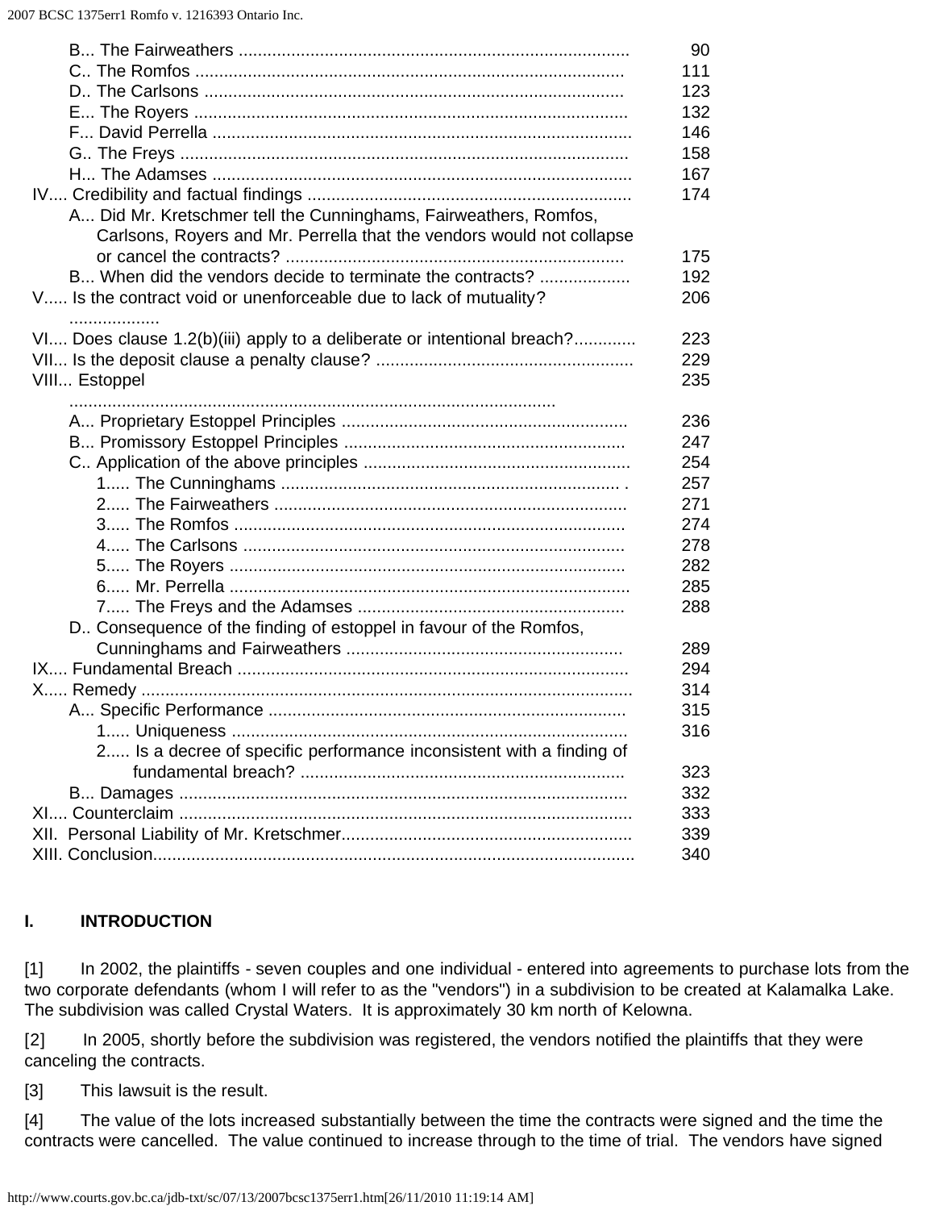| | |
|---|---|
| B... The Fairweathers | 90 |
| C.. The Romfos | 111 |
| D.. The Carlsons | 123 |
| E... The Royers | 132 |
| F... David Perrella | 146 |
| G.. The Freys | 158 |
| H... The Adamses | 167 |
| IV.... Credibility and factual findings | 174 |
| A... Did Mr. Kretschmer tell the Cunninghams, Fairweathers, Romfos, Carlsons, Royers and Mr. Perrella that the vendors would not collapse or cancel the contracts? | 175 |
| B... When did the vendors decide to terminate the contracts? | 192 |
| V..... Is the contract void or unenforceable due to lack of mutuality? | 206 |
| VI.... Does clause 1.2(b)(iii) apply to a deliberate or intentional breach? | 223 |
| VII... Is the deposit clause a penalty clause? | 229 |
| VIII... Estoppel | 235 |
| A... Proprietary Estoppel Principles | 236 |
| B... Promissory Estoppel Principles | 247 |
| C.. Application of the above principles | 254 |
| 1..... The Cunninghams | 257 |
| 2..... The Fairweathers | 271 |
| 3..... The Romfos | 274 |
| 4..... The Carlsons | 278 |
| 5..... The Royers | 282 |
| 6..... Mr. Perrella | 285 |
| 7..... The Freys and the Adamses | 288 |
| D.. Consequence of the finding of estoppel in favour of the Romfos, Cunninghams and Fairweathers | 289 |
| IX.... Fundamental Breach | 294 |
| X..... Remedy | 314 |
| A... Specific Performance | 315 |
| 1..... Uniqueness | 316 |
| 2..... Is a decree of specific performance inconsistent with a finding of fundamental breach? | 323 |
| B... Damages | 332 |
| XI.... Counterclaim | 333 |
| XII. Personal Liability of Mr. Kretschmer | 339 |
| XIII. Conclusion | 340 |

## I. INTRODUCTION

[1] In 2002, the plaintiffs - seven couples and one individual - entered into agreements to purchase lots from the two corporate defendants (whom I will refer to as the "vendors") in a subdivision to be created at Kalamalka Lake. The subdivision was called Crystal Waters. It is approximately 30 km north of Kelowna.

[2] In 2005, shortly before the subdivision was registered, the vendors notified the plaintiffs that they were canceling the contracts.

[3] This lawsuit is the result.

[4] The value of the lots increased substantially between the time the contracts were signed and the time the contracts were cancelled. The value continued to increase through to the time of trial. The vendors have signed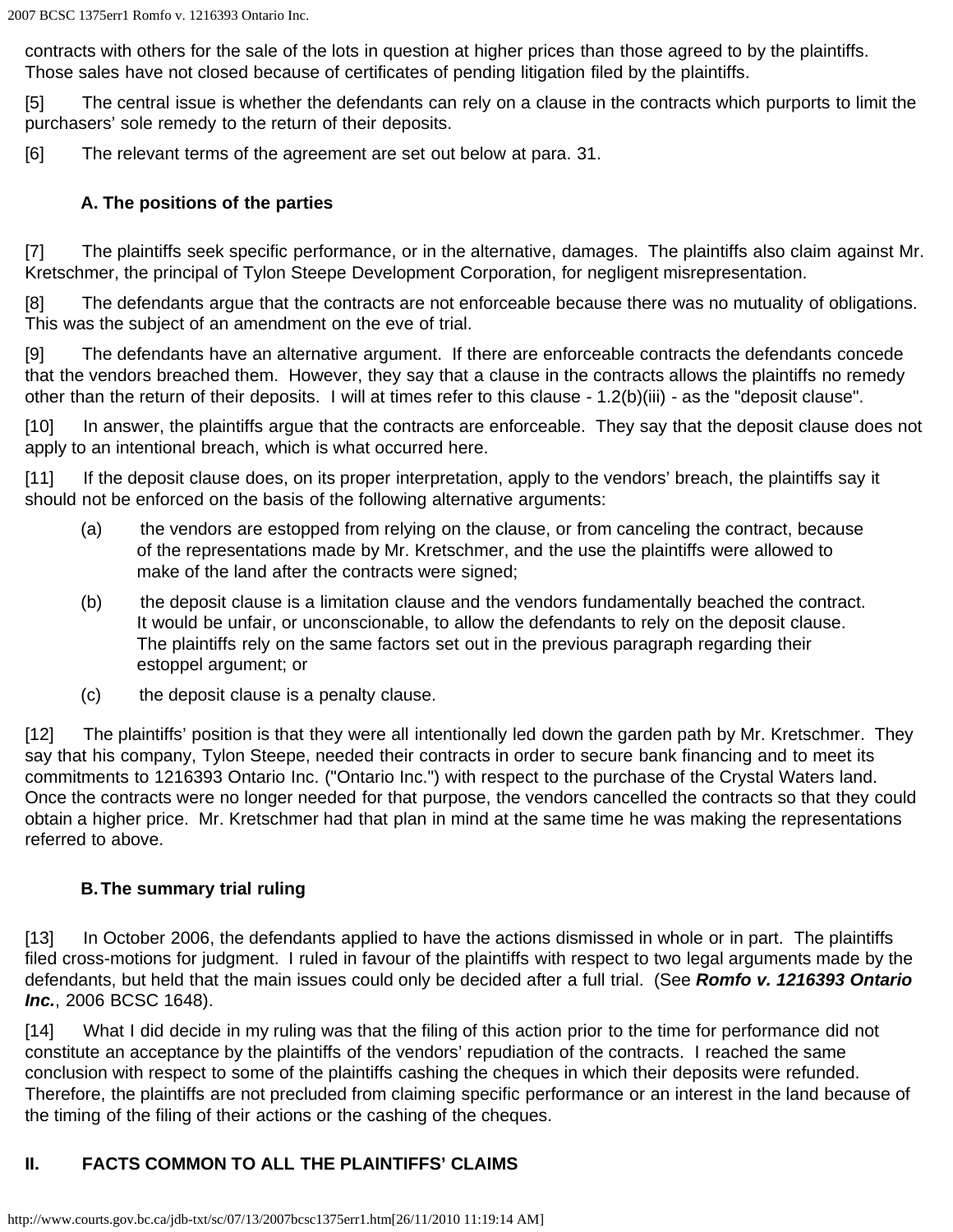contracts with others for the sale of the lots in question at higher prices than those agreed to by the plaintiffs. Those sales have not closed because of certificates of pending litigation filed by the plaintiffs.

[5] The central issue is whether the defendants can rely on a clause in the contracts which purports to limit the purchasers' sole remedy to the return of their deposits.

[6] The relevant terms of the agreement are set out below at para. 31.

### A. The positions of the parties

[7] The plaintiffs seek specific performance, or in the alternative, damages. The plaintiffs also claim against Mr. Kretschmer, the principal of Tylon Steepe Development Corporation, for negligent misrepresentation.

[8] The defendants argue that the contracts are not enforceable because there was no mutuality of obligations. This was the subject of an amendment on the eve of trial.

[9] The defendants have an alternative argument. If there are enforceable contracts the defendants concede that the vendors breached them. However, they say that a clause in the contracts allows the plaintiffs no remedy other than the return of their deposits. I will at times refer to this clause - 1.2(b)(iii) - as the "deposit clause".

[10] In answer, the plaintiffs argue that the contracts are enforceable. They say that the deposit clause does not apply to an intentional breach, which is what occurred here.

[11] If the deposit clause does, on its proper interpretation, apply to the vendors' breach, the plaintiffs say it should not be enforced on the basis of the following alternative arguments:

(a) the vendors are estopped from relying on the clause, or from canceling the contract, because of the representations made by Mr. Kretschmer, and the use the plaintiffs were allowed to make of the land after the contracts were signed;

(b) the deposit clause is a limitation clause and the vendors fundamentally beached the contract. It would be unfair, or unconscionable, to allow the defendants to rely on the deposit clause. The plaintiffs rely on the same factors set out in the previous paragraph regarding their estoppel argument; or

(c) the deposit clause is a penalty clause.

[12] The plaintiffs' position is that they were all intentionally led down the garden path by Mr. Kretschmer. They say that his company, Tylon Steepe, needed their contracts in order to secure bank financing and to meet its commitments to 1216393 Ontario Inc. ("Ontario Inc.") with respect to the purchase of the Crystal Waters land. Once the contracts were no longer needed for that purpose, the vendors cancelled the contracts so that they could obtain a higher price. Mr. Kretschmer had that plan in mind at the same time he was making the representations referred to above.

### B. The summary trial ruling

[13] In October 2006, the defendants applied to have the actions dismissed in whole or in part. The plaintiffs filed cross-motions for judgment. I ruled in favour of the plaintiffs with respect to two legal arguments made by the defendants, but held that the main issues could only be decided after a full trial. (See ***Romfo v. 1216393 Ontario Inc.***, 2006 BCSC 1648).

[14] What I did decide in my ruling was that the filing of this action prior to the time for performance did not constitute an acceptance by the plaintiffs of the vendors' repudiation of the contracts. I reached the same conclusion with respect to some of the plaintiffs cashing the cheques in which their deposits were refunded. Therefore, the plaintiffs are not precluded from claiming specific performance or an interest in the land because of the timing of the filing of their actions or the cashing of the cheques.

## II. FACTS COMMON TO ALL THE PLAINTIFFS' CLAIMS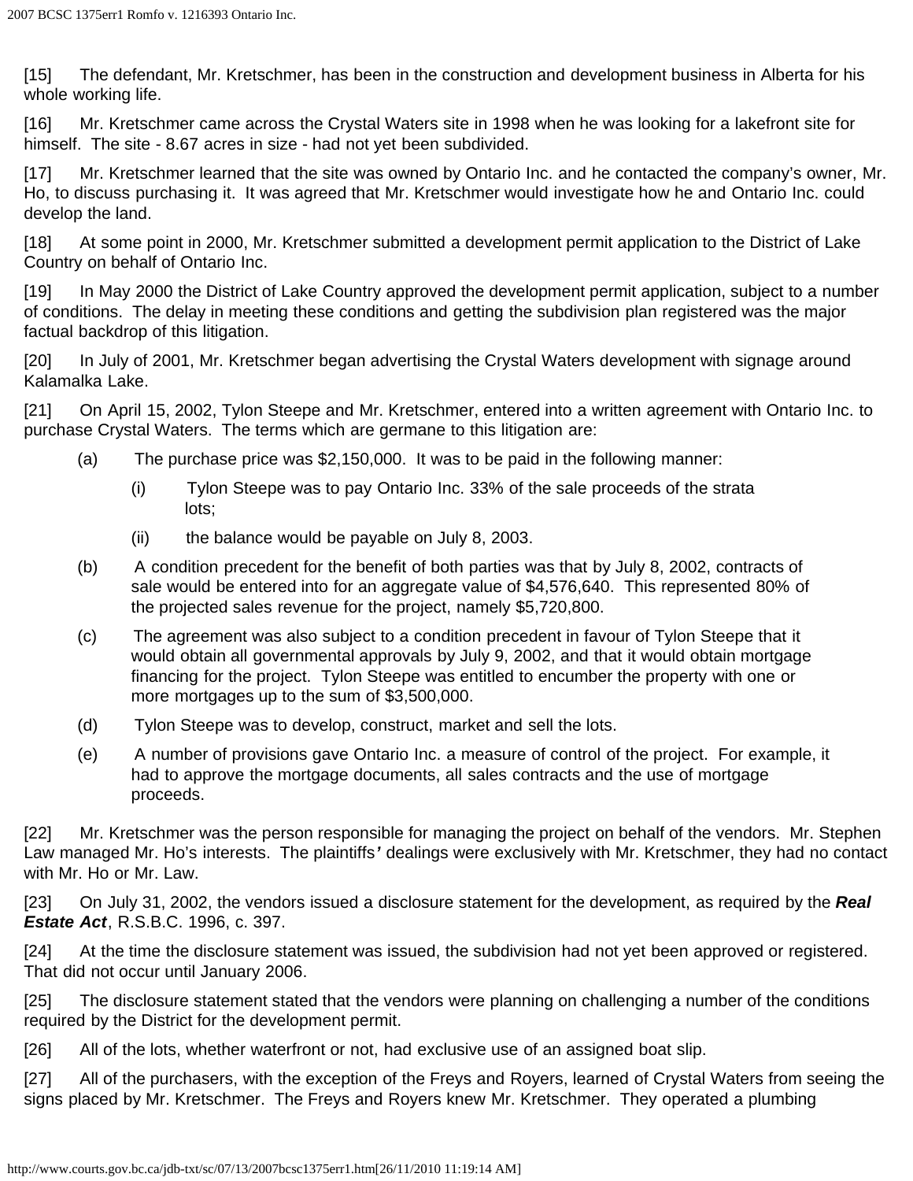[15] The defendant, Mr. Kretschmer, has been in the construction and development business in Alberta for his whole working life.

[16] Mr. Kretschmer came across the Crystal Waters site in 1998 when he was looking for a lakefront site for himself. The site - 8.67 acres in size - had not yet been subdivided.

[17] Mr. Kretschmer learned that the site was owned by Ontario Inc. and he contacted the company's owner, Mr. Ho, to discuss purchasing it. It was agreed that Mr. Kretschmer would investigate how he and Ontario Inc. could develop the land.

[18] At some point in 2000, Mr. Kretschmer submitted a development permit application to the District of Lake Country on behalf of Ontario Inc.

[19] In May 2000 the District of Lake Country approved the development permit application, subject to a number of conditions. The delay in meeting these conditions and getting the subdivision plan registered was the major factual backdrop of this litigation.

[20] In July of 2001, Mr. Kretschmer began advertising the Crystal Waters development with signage around Kalamalka Lake.

[21] On April 15, 2002, Tylon Steepe and Mr. Kretschmer, entered into a written agreement with Ontario Inc. to purchase Crystal Waters. The terms which are germane to this litigation are:

(a) The purchase price was $2,150,000. It was to be paid in the following manner:

  (i) Tylon Steepe was to pay Ontario Inc. 33% of the sale proceeds of the strata lots;

  (ii) the balance would be payable on July 8, 2003.

(b) A condition precedent for the benefit of both parties was that by July 8, 2002, contracts of sale would be entered into for an aggregate value of $4,576,640. This represented 80% of the projected sales revenue for the project, namely $5,720,800.

(c) The agreement was also subject to a condition precedent in favour of Tylon Steepe that it would obtain all governmental approvals by July 9, 2002, and that it would obtain mortgage financing for the project. Tylon Steepe was entitled to encumber the property with one or more mortgages up to the sum of $3,500,000.

(d) Tylon Steepe was to develop, construct, market and sell the lots.

(e) A number of provisions gave Ontario Inc. a measure of control of the project. For example, it had to approve the mortgage documents, all sales contracts and the use of mortgage proceeds.

[22] Mr. Kretschmer was the person responsible for managing the project on behalf of the vendors. Mr. Stephen Law managed Mr. Ho's interests. The plaintiffs' dealings were exclusively with Mr. Kretschmer, they had no contact with Mr. Ho or Mr. Law.

[23] On July 31, 2002, the vendors issued a disclosure statement for the development, as required by the ***Real Estate Act***, R.S.B.C. 1996, c. 397.

[24] At the time the disclosure statement was issued, the subdivision had not yet been approved or registered. That did not occur until January 2006.

[25] The disclosure statement stated that the vendors were planning on challenging a number of the conditions required by the District for the development permit.

[26] All of the lots, whether waterfront or not, had exclusive use of an assigned boat slip.

[27] All of the purchasers, with the exception of the Freys and Royers, learned of Crystal Waters from seeing the signs placed by Mr. Kretschmer. The Freys and Royers knew Mr. Kretschmer. They operated a plumbing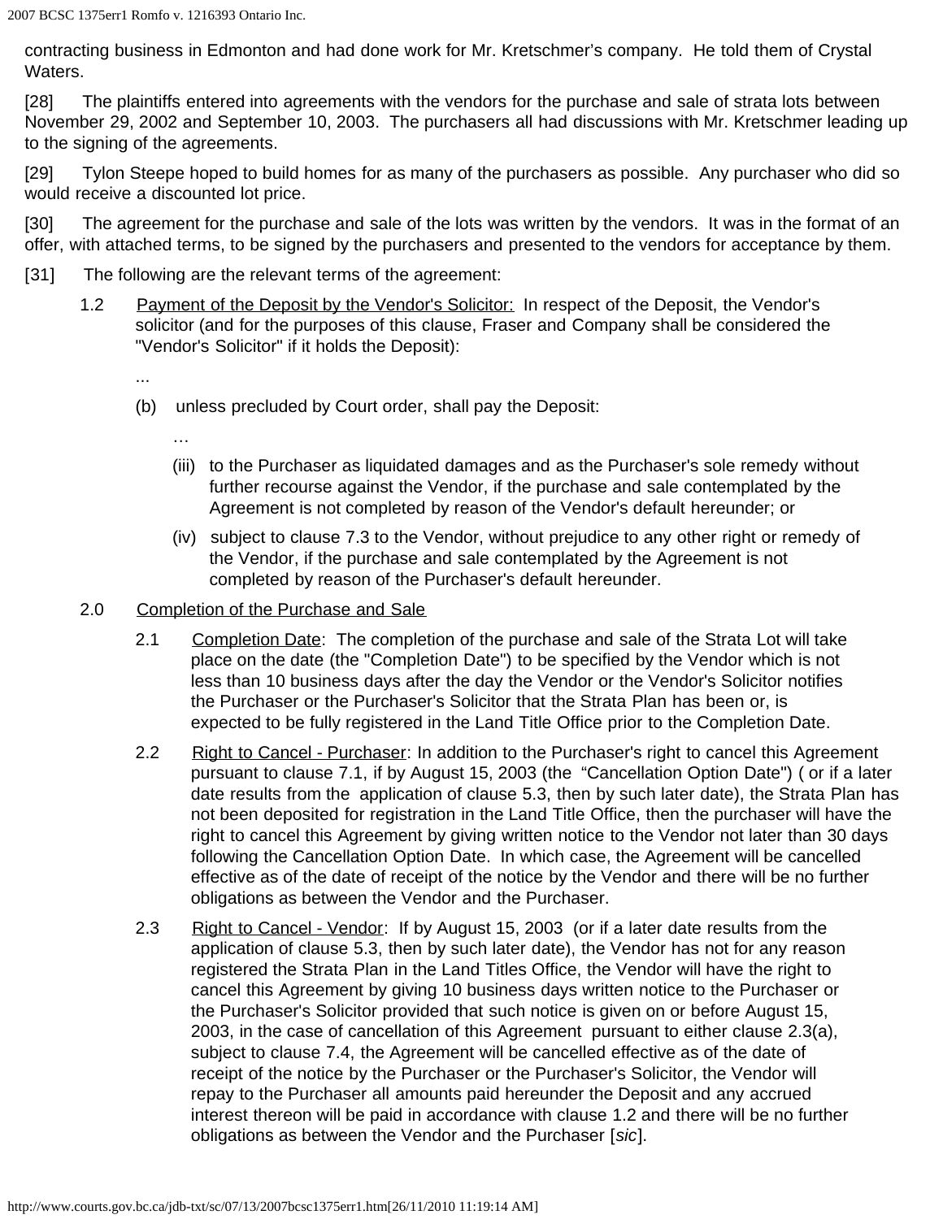contracting business in Edmonton and had done work for Mr. Kretschmer's company. He told them of Crystal Waters.

[28] The plaintiffs entered into agreements with the vendors for the purchase and sale of strata lots between November 29, 2002 and September 10, 2003. The purchasers all had discussions with Mr. Kretschmer leading up to the signing of the agreements.

[29] Tylon Steepe hoped to build homes for as many of the purchasers as possible. Any purchaser who did so would receive a discounted lot price.

[30] The agreement for the purchase and sale of the lots was written by the vendors. It was in the format of an offer, with attached terms, to be signed by the purchasers and presented to the vendors for acceptance by them.

[31] The following are the relevant terms of the agreement:

> 1.2 Payment of the Deposit by the Vendor's Solicitor: In respect of the Deposit, the Vendor's solicitor (and for the purposes of this clause, Fraser and Company shall be considered the "Vendor's Solicitor" if it holds the Deposit):
>
> ...
>
> (b) unless precluded by Court order, shall pay the Deposit:
>
> …
>
> (iii) to the Purchaser as liquidated damages and as the Purchaser's sole remedy without further recourse against the Vendor, if the purchase and sale contemplated by the Agreement is not completed by reason of the Vendor's default hereunder; or
>
> (iv) subject to clause 7.3 to the Vendor, without prejudice to any other right or remedy of the Vendor, if the purchase and sale contemplated by the Agreement is not completed by reason of the Purchaser's default hereunder.
>
> 2.0 Completion of the Purchase and Sale
>
> 2.1 Completion Date: The completion of the purchase and sale of the Strata Lot will take place on the date (the "Completion Date") to be specified by the Vendor which is not less than 10 business days after the day the Vendor or the Vendor's Solicitor notifies the Purchaser or the Purchaser's Solicitor that the Strata Plan has been or, is expected to be fully registered in the Land Title Office prior to the Completion Date.
>
> 2.2 Right to Cancel - Purchaser: In addition to the Purchaser's right to cancel this Agreement pursuant to clause 7.1, if by August 15, 2003 (the "Cancellation Option Date") ( or if a later date results from the application of clause 5.3, then by such later date), the Strata Plan has not been deposited for registration in the Land Title Office, then the purchaser will have the right to cancel this Agreement by giving written notice to the Vendor not later than 30 days following the Cancellation Option Date. In which case, the Agreement will be cancelled effective as of the date of receipt of the notice by the Vendor and there will be no further obligations as between the Vendor and the Purchaser.
>
> 2.3 Right to Cancel - Vendor: If by August 15, 2003 (or if a later date results from the application of clause 5.3, then by such later date), the Vendor has not for any reason registered the Strata Plan in the Land Titles Office, the Vendor will have the right to cancel this Agreement by giving 10 business days written notice to the Purchaser or the Purchaser's Solicitor provided that such notice is given on or before August 15, 2003, in the case of cancellation of this Agreement pursuant to either clause 2.3(a), subject to clause 7.4, the Agreement will be cancelled effective as of the date of receipt of the notice by the Purchaser or the Purchaser's Solicitor, the Vendor will repay to the Purchaser all amounts paid hereunder the Deposit and any accrued interest thereon will be paid in accordance with clause 1.2 and there will be no further obligations as between the Vendor and the Purchaser [*sic*].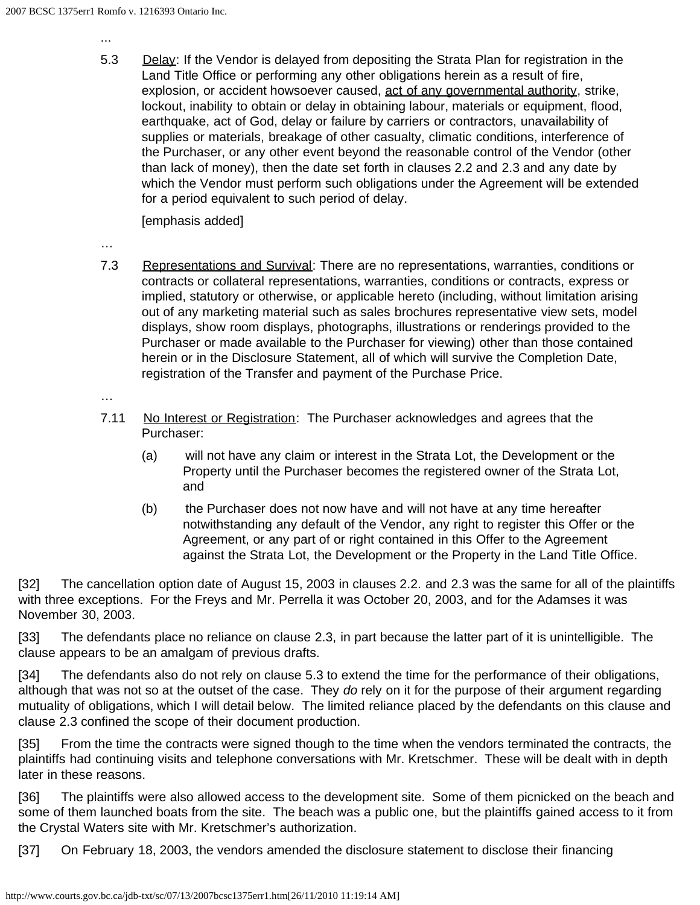...

5.3 Delay: If the Vendor is delayed from depositing the Strata Plan for registration in the Land Title Office or performing any other obligations herein as a result of fire, explosion, or accident howsoever caused, act of any governmental authority, strike, lockout, inability to obtain or delay in obtaining labour, materials or equipment, flood, earthquake, act of God, delay or failure by carriers or contractors, unavailability of supplies or materials, breakage of other casualty, climatic conditions, interference of the Purchaser, or any other event beyond the reasonable control of the Vendor (other than lack of money), then the date set forth in clauses 2.2 and 2.3 and any date by which the Vendor must perform such obligations under the Agreement will be extended for a period equivalent to such period of delay.

[emphasis added]

…

7.3 Representations and Survival: There are no representations, warranties, conditions or contracts or collateral representations, warranties, conditions or contracts, express or implied, statutory or otherwise, or applicable hereto (including, without limitation arising out of any marketing material such as sales brochures representative view sets, model displays, show room displays, photographs, illustrations or renderings provided to the Purchaser or made available to the Purchaser for viewing) other than those contained herein or in the Disclosure Statement, all of which will survive the Completion Date, registration of the Transfer and payment of the Purchase Price.

…

7.11 No Interest or Registration: The Purchaser acknowledges and agrees that the Purchaser:

(a) will not have any claim or interest in the Strata Lot, the Development or the Property until the Purchaser becomes the registered owner of the Strata Lot, and

(b) the Purchaser does not now have and will not have at any time hereafter notwithstanding any default of the Vendor, any right to register this Offer or the Agreement, or any part of or right contained in this Offer to the Agreement against the Strata Lot, the Development or the Property in the Land Title Office.

[32] The cancellation option date of August 15, 2003 in clauses 2.2. and 2.3 was the same for all of the plaintiffs with three exceptions. For the Freys and Mr. Perrella it was October 20, 2003, and for the Adamses it was November 30, 2003.

[33] The defendants place no reliance on clause 2.3, in part because the latter part of it is unintelligible. The clause appears to be an amalgam of previous drafts.

[34] The defendants also do not rely on clause 5.3 to extend the time for the performance of their obligations, although that was not so at the outset of the case. They *do* rely on it for the purpose of their argument regarding mutuality of obligations, which I will detail below. The limited reliance placed by the defendants on this clause and clause 2.3 confined the scope of their document production.

[35] From the time the contracts were signed though to the time when the vendors terminated the contracts, the plaintiffs had continuing visits and telephone conversations with Mr. Kretschmer. These will be dealt with in depth later in these reasons.

[36] The plaintiffs were also allowed access to the development site. Some of them picnicked on the beach and some of them launched boats from the site. The beach was a public one, but the plaintiffs gained access to it from the Crystal Waters site with Mr. Kretschmer's authorization.

[37] On February 18, 2003, the vendors amended the disclosure statement to disclose their financing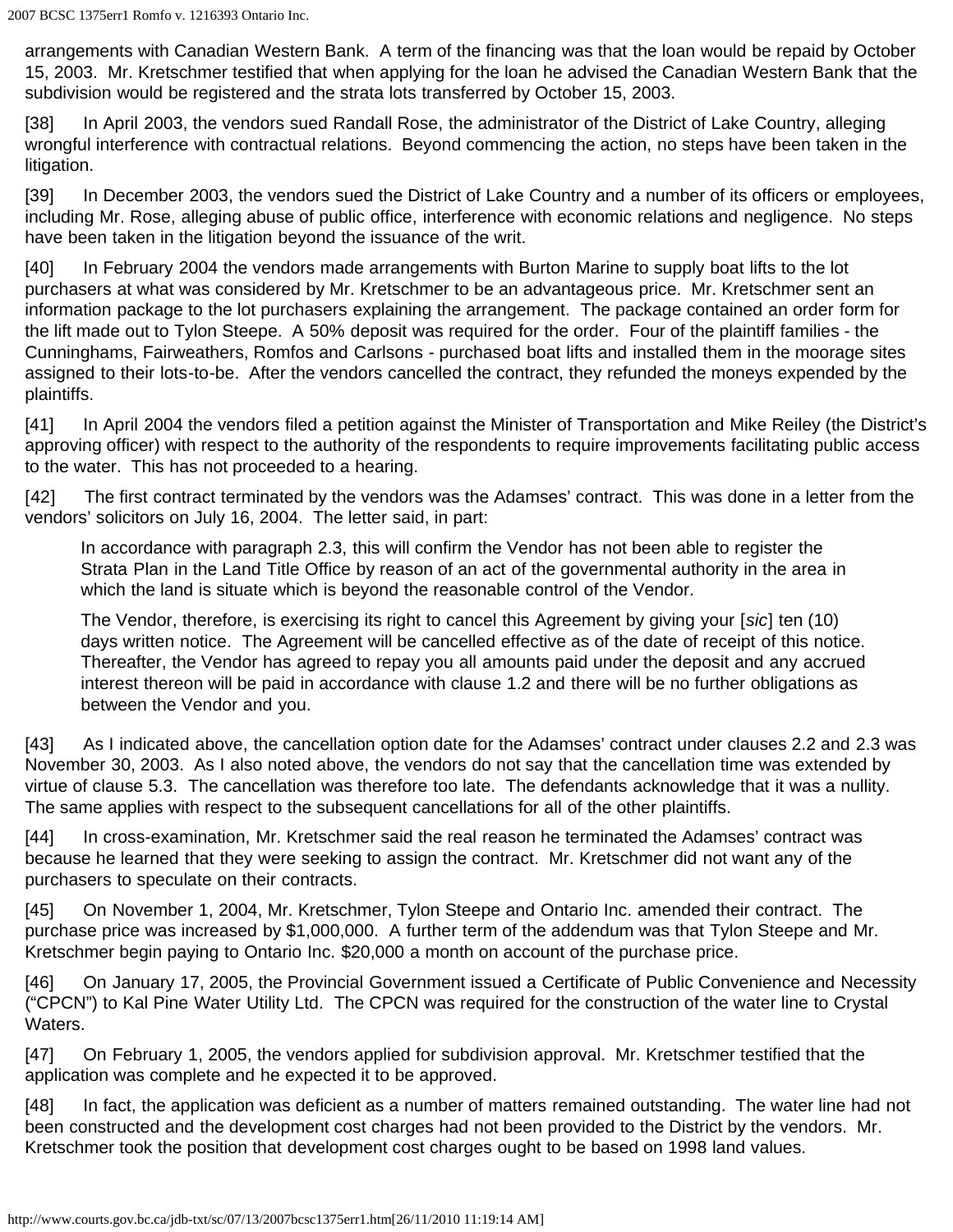arrangements with Canadian Western Bank. A term of the financing was that the loan would be repaid by October 15, 2003. Mr. Kretschmer testified that when applying for the loan he advised the Canadian Western Bank that the subdivision would be registered and the strata lots transferred by October 15, 2003.

[38] In April 2003, the vendors sued Randall Rose, the administrator of the District of Lake Country, alleging wrongful interference with contractual relations. Beyond commencing the action, no steps have been taken in the litigation.

[39] In December 2003, the vendors sued the District of Lake Country and a number of its officers or employees, including Mr. Rose, alleging abuse of public office, interference with economic relations and negligence. No steps have been taken in the litigation beyond the issuance of the writ.

[40] In February 2004 the vendors made arrangements with Burton Marine to supply boat lifts to the lot purchasers at what was considered by Mr. Kretschmer to be an advantageous price. Mr. Kretschmer sent an information package to the lot purchasers explaining the arrangement. The package contained an order form for the lift made out to Tylon Steepe. A 50% deposit was required for the order. Four of the plaintiff families - the Cunninghams, Fairweathers, Romfos and Carlsons - purchased boat lifts and installed them in the moorage sites assigned to their lots-to-be. After the vendors cancelled the contract, they refunded the moneys expended by the plaintiffs.

[41] In April 2004 the vendors filed a petition against the Minister of Transportation and Mike Reiley (the District's approving officer) with respect to the authority of the respondents to require improvements facilitating public access to the water. This has not proceeded to a hearing.

[42] The first contract terminated by the vendors was the Adamses' contract. This was done in a letter from the vendors' solicitors on July 16, 2004. The letter said, in part:

> In accordance with paragraph 2.3, this will confirm the Vendor has not been able to register the Strata Plan in the Land Title Office by reason of an act of the governmental authority in the area in which the land is situate which is beyond the reasonable control of the Vendor.
>
> The Vendor, therefore, is exercising its right to cancel this Agreement by giving your [*sic*] ten (10) days written notice. The Agreement will be cancelled effective as of the date of receipt of this notice. Thereafter, the Vendor has agreed to repay you all amounts paid under the deposit and any accrued interest thereon will be paid in accordance with clause 1.2 and there will be no further obligations as between the Vendor and you.

[43] As I indicated above, the cancellation option date for the Adamses' contract under clauses 2.2 and 2.3 was November 30, 2003. As I also noted above, the vendors do not say that the cancellation time was extended by virtue of clause 5.3. The cancellation was therefore too late. The defendants acknowledge that it was a nullity. The same applies with respect to the subsequent cancellations for all of the other plaintiffs.

[44] In cross-examination, Mr. Kretschmer said the real reason he terminated the Adamses' contract was because he learned that they were seeking to assign the contract. Mr. Kretschmer did not want any of the purchasers to speculate on their contracts.

[45] On November 1, 2004, Mr. Kretschmer, Tylon Steepe and Ontario Inc. amended their contract. The purchase price was increased by $1,000,000. A further term of the addendum was that Tylon Steepe and Mr. Kretschmer begin paying to Ontario Inc. $20,000 a month on account of the purchase price.

[46] On January 17, 2005, the Provincial Government issued a Certificate of Public Convenience and Necessity ("CPCN") to Kal Pine Water Utility Ltd. The CPCN was required for the construction of the water line to Crystal Waters.

[47] On February 1, 2005, the vendors applied for subdivision approval. Mr. Kretschmer testified that the application was complete and he expected it to be approved.

[48] In fact, the application was deficient as a number of matters remained outstanding. The water line had not been constructed and the development cost charges had not been provided to the District by the vendors. Mr. Kretschmer took the position that development cost charges ought to be based on 1998 land values.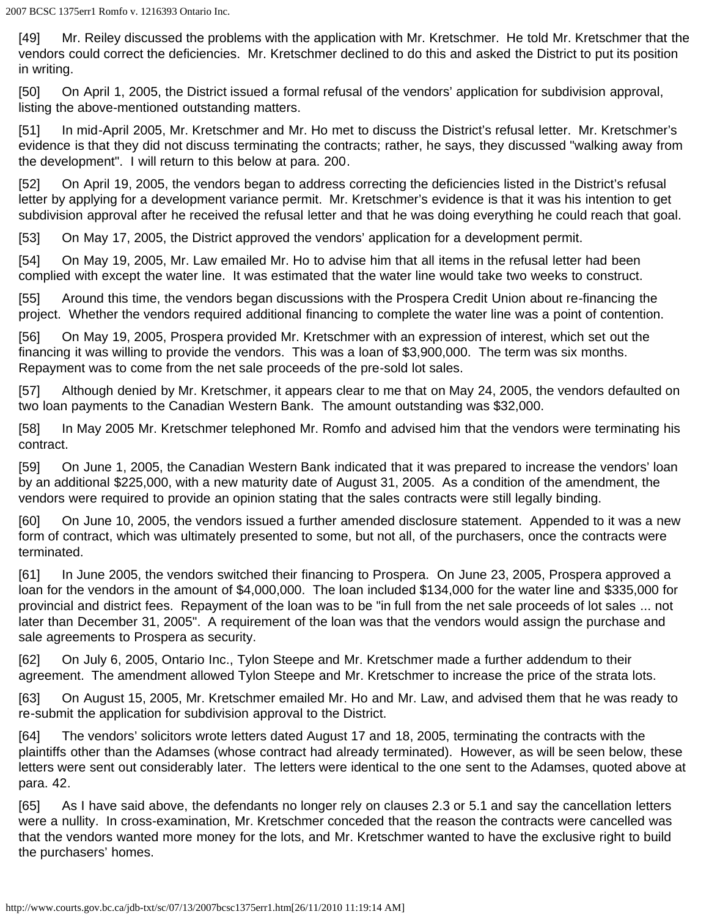[49] Mr. Reiley discussed the problems with the application with Mr. Kretschmer. He told Mr. Kretschmer that the vendors could correct the deficiencies. Mr. Kretschmer declined to do this and asked the District to put its position in writing.

[50] On April 1, 2005, the District issued a formal refusal of the vendors' application for subdivision approval, listing the above-mentioned outstanding matters.

[51] In mid-April 2005, Mr. Kretschmer and Mr. Ho met to discuss the District's refusal letter. Mr. Kretschmer's evidence is that they did not discuss terminating the contracts; rather, he says, they discussed "walking away from the development". I will return to this below at para. 200.

[52] On April 19, 2005, the vendors began to address correcting the deficiencies listed in the District's refusal letter by applying for a development variance permit. Mr. Kretschmer's evidence is that it was his intention to get subdivision approval after he received the refusal letter and that he was doing everything he could reach that goal.

[53] On May 17, 2005, the District approved the vendors' application for a development permit.

[54] On May 19, 2005, Mr. Law emailed Mr. Ho to advise him that all items in the refusal letter had been complied with except the water line. It was estimated that the water line would take two weeks to construct.

[55] Around this time, the vendors began discussions with the Prospera Credit Union about re-financing the project. Whether the vendors required additional financing to complete the water line was a point of contention.

[56] On May 19, 2005, Prospera provided Mr. Kretschmer with an expression of interest, which set out the financing it was willing to provide the vendors. This was a loan of $3,900,000. The term was six months. Repayment was to come from the net sale proceeds of the pre-sold lot sales.

[57] Although denied by Mr. Kretschmer, it appears clear to me that on May 24, 2005, the vendors defaulted on two loan payments to the Canadian Western Bank. The amount outstanding was $32,000.

[58] In May 2005 Mr. Kretschmer telephoned Mr. Romfo and advised him that the vendors were terminating his contract.

[59] On June 1, 2005, the Canadian Western Bank indicated that it was prepared to increase the vendors' loan by an additional $225,000, with a new maturity date of August 31, 2005. As a condition of the amendment, the vendors were required to provide an opinion stating that the sales contracts were still legally binding.

[60] On June 10, 2005, the vendors issued a further amended disclosure statement. Appended to it was a new form of contract, which was ultimately presented to some, but not all, of the purchasers, once the contracts were terminated.

[61] In June 2005, the vendors switched their financing to Prospera. On June 23, 2005, Prospera approved a loan for the vendors in the amount of $4,000,000. The loan included $134,000 for the water line and $335,000 for provincial and district fees. Repayment of the loan was to be "in full from the net sale proceeds of lot sales ... not later than December 31, 2005". A requirement of the loan was that the vendors would assign the purchase and sale agreements to Prospera as security.

[62] On July 6, 2005, Ontario Inc., Tylon Steepe and Mr. Kretschmer made a further addendum to their agreement. The amendment allowed Tylon Steepe and Mr. Kretschmer to increase the price of the strata lots.

[63] On August 15, 2005, Mr. Kretschmer emailed Mr. Ho and Mr. Law, and advised them that he was ready to re-submit the application for subdivision approval to the District.

[64] The vendors' solicitors wrote letters dated August 17 and 18, 2005, terminating the contracts with the plaintiffs other than the Adamses (whose contract had already terminated). However, as will be seen below, these letters were sent out considerably later. The letters were identical to the one sent to the Adamses, quoted above at para. 42.

[65] As I have said above, the defendants no longer rely on clauses 2.3 or 5.1 and say the cancellation letters were a nullity. In cross-examination, Mr. Kretschmer conceded that the reason the contracts were cancelled was that the vendors wanted more money for the lots, and Mr. Kretschmer wanted to have the exclusive right to build the purchasers' homes.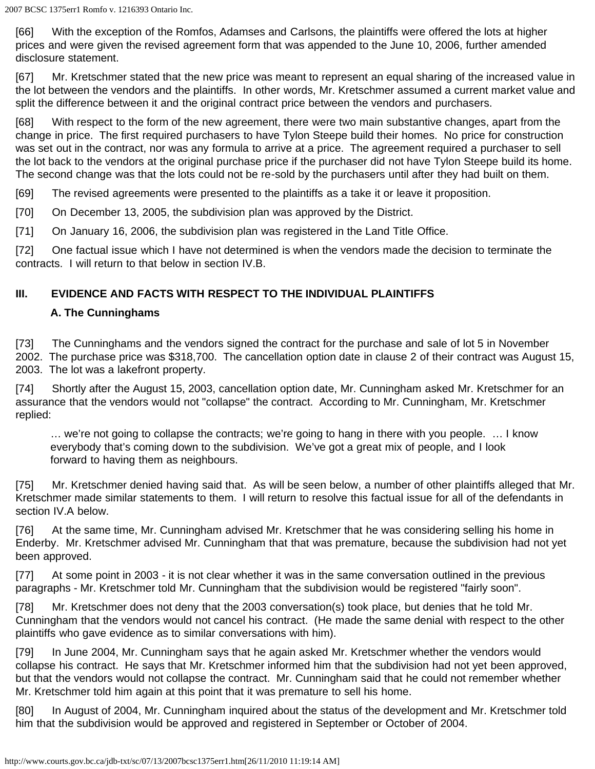[66] With the exception of the Romfos, Adamses and Carlsons, the plaintiffs were offered the lots at higher prices and were given the revised agreement form that was appended to the June 10, 2006, further amended disclosure statement.

[67] Mr. Kretschmer stated that the new price was meant to represent an equal sharing of the increased value in the lot between the vendors and the plaintiffs. In other words, Mr. Kretschmer assumed a current market value and split the difference between it and the original contract price between the vendors and purchasers.

[68] With respect to the form of the new agreement, there were two main substantive changes, apart from the change in price. The first required purchasers to have Tylon Steepe build their homes. No price for construction was set out in the contract, nor was any formula to arrive at a price. The agreement required a purchaser to sell the lot back to the vendors at the original purchase price if the purchaser did not have Tylon Steepe build its home. The second change was that the lots could not be re-sold by the purchasers until after they had built on them.

[69] The revised agreements were presented to the plaintiffs as a take it or leave it proposition.

[70] On December 13, 2005, the subdivision plan was approved by the District.

[71] On January 16, 2006, the subdivision plan was registered in the Land Title Office.

[72] One factual issue which I have not determined is when the vendors made the decision to terminate the contracts. I will return to that below in section IV.B.

## III. EVIDENCE AND FACTS WITH RESPECT TO THE INDIVIDUAL PLAINTIFFS

### A. The Cunninghams

[73] The Cunninghams and the vendors signed the contract for the purchase and sale of lot 5 in November 2002. The purchase price was $318,700. The cancellation option date in clause 2 of their contract was August 15, 2003. The lot was a lakefront property.

[74] Shortly after the August 15, 2003, cancellation option date, Mr. Cunningham asked Mr. Kretschmer for an assurance that the vendors would not "collapse" the contract. According to Mr. Cunningham, Mr. Kretschmer replied:

> … we're not going to collapse the contracts; we're going to hang in there with you people. … I know everybody that's coming down to the subdivision. We've got a great mix of people, and I look forward to having them as neighbours.

[75] Mr. Kretschmer denied having said that. As will be seen below, a number of other plaintiffs alleged that Mr. Kretschmer made similar statements to them. I will return to resolve this factual issue for all of the defendants in section IV.A below.

[76] At the same time, Mr. Cunningham advised Mr. Kretschmer that he was considering selling his home in Enderby. Mr. Kretschmer advised Mr. Cunningham that that was premature, because the subdivision had not yet been approved.

[77] At some point in 2003 - it is not clear whether it was in the same conversation outlined in the previous paragraphs - Mr. Kretschmer told Mr. Cunningham that the subdivision would be registered "fairly soon".

[78] Mr. Kretschmer does not deny that the 2003 conversation(s) took place, but denies that he told Mr. Cunningham that the vendors would not cancel his contract. (He made the same denial with respect to the other plaintiffs who gave evidence as to similar conversations with him).

[79] In June 2004, Mr. Cunningham says that he again asked Mr. Kretschmer whether the vendors would collapse his contract. He says that Mr. Kretschmer informed him that the subdivision had not yet been approved, but that the vendors would not collapse the contract. Mr. Cunningham said that he could not remember whether Mr. Kretschmer told him again at this point that it was premature to sell his home.

[80] In August of 2004, Mr. Cunningham inquired about the status of the development and Mr. Kretschmer told him that the subdivision would be approved and registered in September or October of 2004.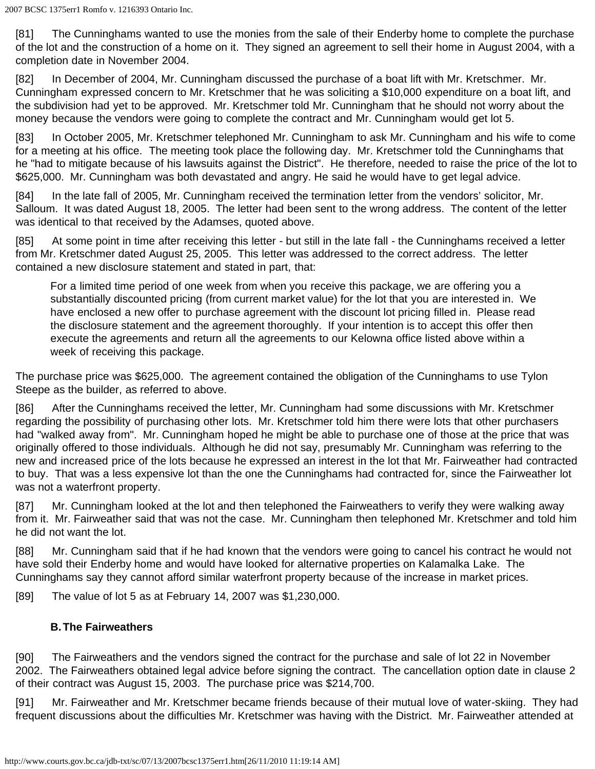[81] The Cunninghams wanted to use the monies from the sale of their Enderby home to complete the purchase of the lot and the construction of a home on it. They signed an agreement to sell their home in August 2004, with a completion date in November 2004.

[82] In December of 2004, Mr. Cunningham discussed the purchase of a boat lift with Mr. Kretschmer. Mr. Cunningham expressed concern to Mr. Kretschmer that he was soliciting a $10,000 expenditure on a boat lift, and the subdivision had yet to be approved. Mr. Kretschmer told Mr. Cunningham that he should not worry about the money because the vendors were going to complete the contract and Mr. Cunningham would get lot 5.

[83] In October 2005, Mr. Kretschmer telephoned Mr. Cunningham to ask Mr. Cunningham and his wife to come for a meeting at his office. The meeting took place the following day. Mr. Kretschmer told the Cunninghams that he "had to mitigate because of his lawsuits against the District". He therefore, needed to raise the price of the lot to $625,000. Mr. Cunningham was both devastated and angry. He said he would have to get legal advice.

[84] In the late fall of 2005, Mr. Cunningham received the termination letter from the vendors' solicitor, Mr. Salloum. It was dated August 18, 2005. The letter had been sent to the wrong address. The content of the letter was identical to that received by the Adamses, quoted above.

[85] At some point in time after receiving this letter - but still in the late fall - the Cunninghams received a letter from Mr. Kretschmer dated August 25, 2005. This letter was addressed to the correct address. The letter contained a new disclosure statement and stated in part, that:

> For a limited time period of one week from when you receive this package, we are offering you a substantially discounted pricing (from current market value) for the lot that you are interested in. We have enclosed a new offer to purchase agreement with the discount lot pricing filled in. Please read the disclosure statement and the agreement thoroughly. If your intention is to accept this offer then execute the agreements and return all the agreements to our Kelowna office listed above within a week of receiving this package.

The purchase price was $625,000. The agreement contained the obligation of the Cunninghams to use Tylon Steepe as the builder, as referred to above.

[86] After the Cunninghams received the letter, Mr. Cunningham had some discussions with Mr. Kretschmer regarding the possibility of purchasing other lots. Mr. Kretschmer told him there were lots that other purchasers had "walked away from". Mr. Cunningham hoped he might be able to purchase one of those at the price that was originally offered to those individuals. Although he did not say, presumably Mr. Cunningham was referring to the new and increased price of the lots because he expressed an interest in the lot that Mr. Fairweather had contracted to buy. That was a less expensive lot than the one the Cunninghams had contracted for, since the Fairweather lot was not a waterfront property.

[87] Mr. Cunningham looked at the lot and then telephoned the Fairweathers to verify they were walking away from it. Mr. Fairweather said that was not the case. Mr. Cunningham then telephoned Mr. Kretschmer and told him he did not want the lot.

[88] Mr. Cunningham said that if he had known that the vendors were going to cancel his contract he would not have sold their Enderby home and would have looked for alternative properties on Kalamalka Lake. The Cunninghams say they cannot afford similar waterfront property because of the increase in market prices.

[89] The value of lot 5 as at February 14, 2007 was $1,230,000.

### B. The Fairweathers

[90] The Fairweathers and the vendors signed the contract for the purchase and sale of lot 22 in November 2002. The Fairweathers obtained legal advice before signing the contract. The cancellation option date in clause 2 of their contract was August 15, 2003. The purchase price was $214,700.

[91] Mr. Fairweather and Mr. Kretschmer became friends because of their mutual love of water-skiing. They had frequent discussions about the difficulties Mr. Kretschmer was having with the District. Mr. Fairweather attended at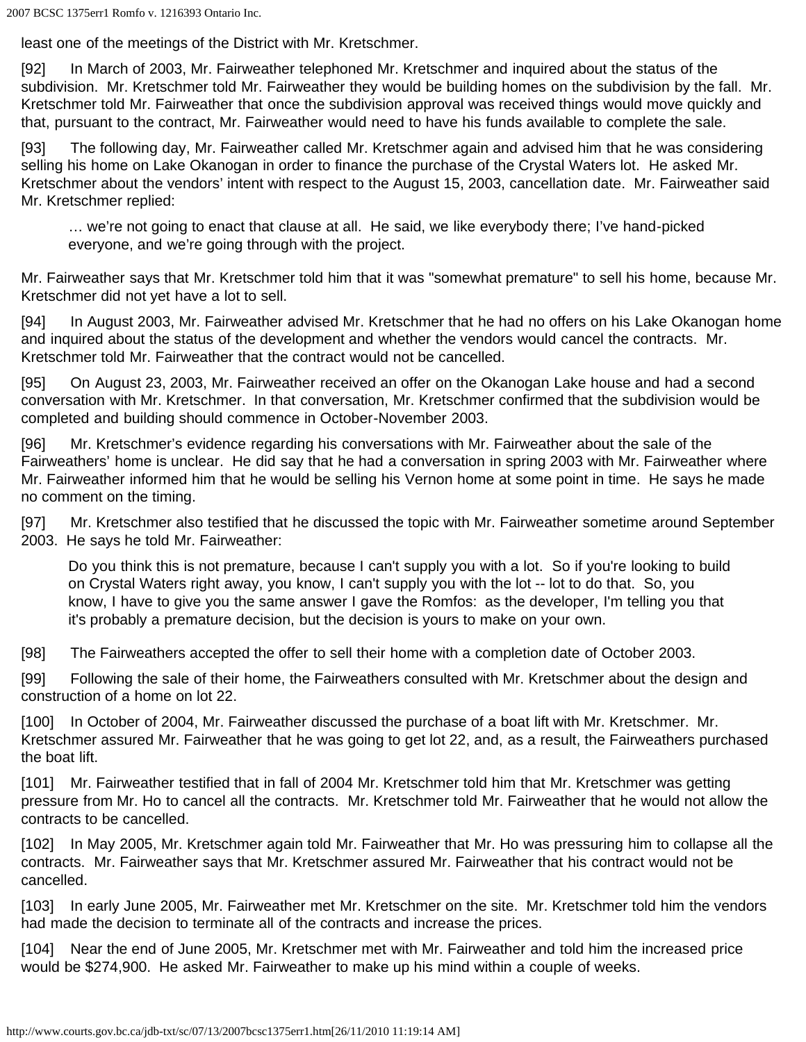least one of the meetings of the District with Mr. Kretschmer.

[92] In March of 2003, Mr. Fairweather telephoned Mr. Kretschmer and inquired about the status of the subdivision. Mr. Kretschmer told Mr. Fairweather they would be building homes on the subdivision by the fall. Mr. Kretschmer told Mr. Fairweather that once the subdivision approval was received things would move quickly and that, pursuant to the contract, Mr. Fairweather would need to have his funds available to complete the sale.

[93] The following day, Mr. Fairweather called Mr. Kretschmer again and advised him that he was considering selling his home on Lake Okanogan in order to finance the purchase of the Crystal Waters lot. He asked Mr. Kretschmer about the vendors' intent with respect to the August 15, 2003, cancellation date. Mr. Fairweather said Mr. Kretschmer replied:

> … we're not going to enact that clause at all. He said, we like everybody there; I've hand-picked everyone, and we're going through with the project.

Mr. Fairweather says that Mr. Kretschmer told him that it was "somewhat premature" to sell his home, because Mr. Kretschmer did not yet have a lot to sell.

[94] In August 2003, Mr. Fairweather advised Mr. Kretschmer that he had no offers on his Lake Okanogan home and inquired about the status of the development and whether the vendors would cancel the contracts. Mr. Kretschmer told Mr. Fairweather that the contract would not be cancelled.

[95] On August 23, 2003, Mr. Fairweather received an offer on the Okanogan Lake house and had a second conversation with Mr. Kretschmer. In that conversation, Mr. Kretschmer confirmed that the subdivision would be completed and building should commence in October-November 2003.

[96] Mr. Kretschmer's evidence regarding his conversations with Mr. Fairweather about the sale of the Fairweathers' home is unclear. He did say that he had a conversation in spring 2003 with Mr. Fairweather where Mr. Fairweather informed him that he would be selling his Vernon home at some point in time. He says he made no comment on the timing.

[97] Mr. Kretschmer also testified that he discussed the topic with Mr. Fairweather sometime around September 2003. He says he told Mr. Fairweather:

> Do you think this is not premature, because I can't supply you with a lot. So if you're looking to build on Crystal Waters right away, you know, I can't supply you with the lot -- lot to do that. So, you know, I have to give you the same answer I gave the Romfos: as the developer, I'm telling you that it's probably a premature decision, but the decision is yours to make on your own.

[98] The Fairweathers accepted the offer to sell their home with a completion date of October 2003.

[99] Following the sale of their home, the Fairweathers consulted with Mr. Kretschmer about the design and construction of a home on lot 22.

[100] In October of 2004, Mr. Fairweather discussed the purchase of a boat lift with Mr. Kretschmer. Mr. Kretschmer assured Mr. Fairweather that he was going to get lot 22, and, as a result, the Fairweathers purchased the boat lift.

[101] Mr. Fairweather testified that in fall of 2004 Mr. Kretschmer told him that Mr. Kretschmer was getting pressure from Mr. Ho to cancel all the contracts. Mr. Kretschmer told Mr. Fairweather that he would not allow the contracts to be cancelled.

[102] In May 2005, Mr. Kretschmer again told Mr. Fairweather that Mr. Ho was pressuring him to collapse all the contracts. Mr. Fairweather says that Mr. Kretschmer assured Mr. Fairweather that his contract would not be cancelled.

[103] In early June 2005, Mr. Fairweather met Mr. Kretschmer on the site. Mr. Kretschmer told him the vendors had made the decision to terminate all of the contracts and increase the prices.

[104] Near the end of June 2005, Mr. Kretschmer met with Mr. Fairweather and told him the increased price would be $274,900. He asked Mr. Fairweather to make up his mind within a couple of weeks.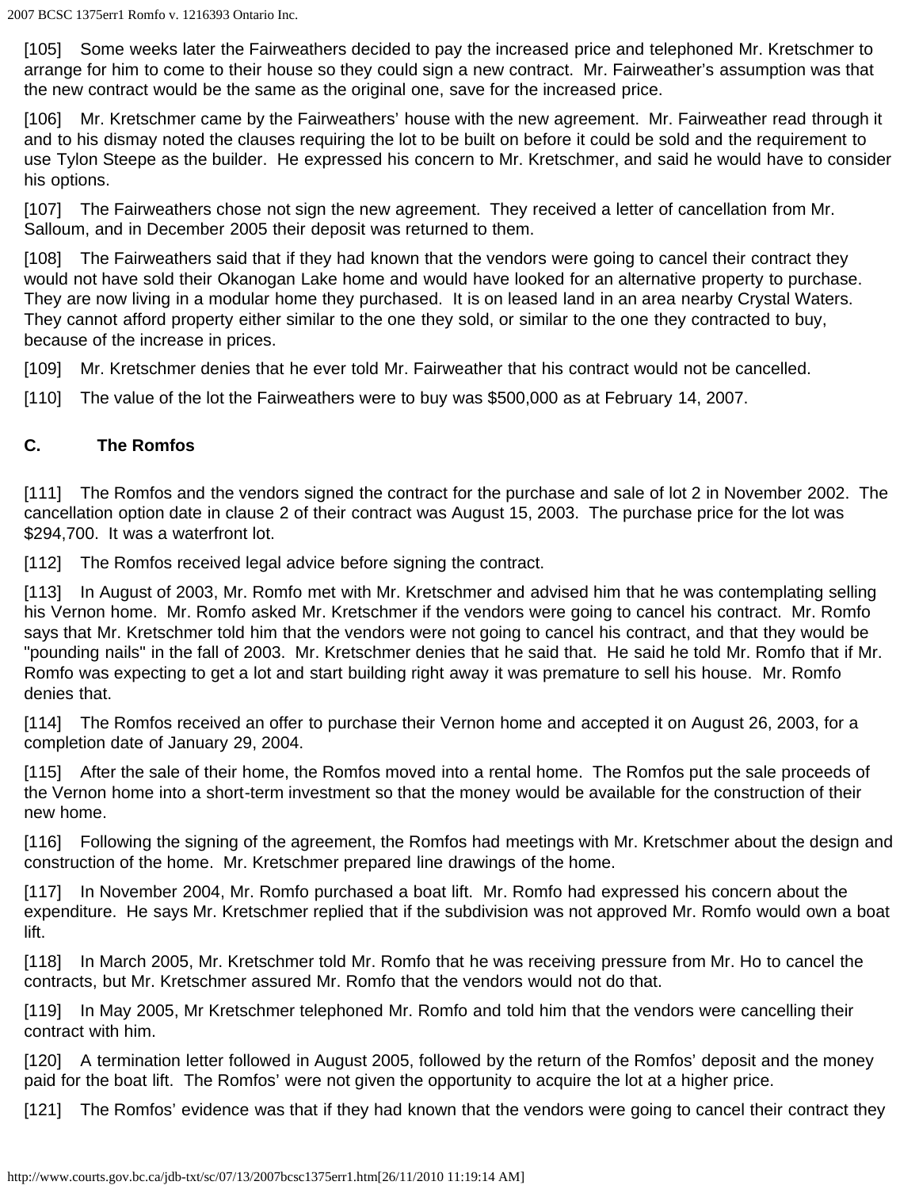[105] Some weeks later the Fairweathers decided to pay the increased price and telephoned Mr. Kretschmer to arrange for him to come to their house so they could sign a new contract. Mr. Fairweather's assumption was that the new contract would be the same as the original one, save for the increased price.

[106] Mr. Kretschmer came by the Fairweathers' house with the new agreement. Mr. Fairweather read through it and to his dismay noted the clauses requiring the lot to be built on before it could be sold and the requirement to use Tylon Steepe as the builder. He expressed his concern to Mr. Kretschmer, and said he would have to consider his options.

[107] The Fairweathers chose not sign the new agreement. They received a letter of cancellation from Mr. Salloum, and in December 2005 their deposit was returned to them.

[108] The Fairweathers said that if they had known that the vendors were going to cancel their contract they would not have sold their Okanogan Lake home and would have looked for an alternative property to purchase. They are now living in a modular home they purchased. It is on leased land in an area nearby Crystal Waters. They cannot afford property either similar to the one they sold, or similar to the one they contracted to buy, because of the increase in prices.

[109] Mr. Kretschmer denies that he ever told Mr. Fairweather that his contract would not be cancelled.

[110] The value of the lot the Fairweathers were to buy was $500,000 as at February 14, 2007.

### C. The Romfos

[111] The Romfos and the vendors signed the contract for the purchase and sale of lot 2 in November 2002. The cancellation option date in clause 2 of their contract was August 15, 2003. The purchase price for the lot was $294,700. It was a waterfront lot.

[112] The Romfos received legal advice before signing the contract.

[113] In August of 2003, Mr. Romfo met with Mr. Kretschmer and advised him that he was contemplating selling his Vernon home. Mr. Romfo asked Mr. Kretschmer if the vendors were going to cancel his contract. Mr. Romfo says that Mr. Kretschmer told him that the vendors were not going to cancel his contract, and that they would be "pounding nails" in the fall of 2003. Mr. Kretschmer denies that he said that. He said he told Mr. Romfo that if Mr. Romfo was expecting to get a lot and start building right away it was premature to sell his house. Mr. Romfo denies that.

[114] The Romfos received an offer to purchase their Vernon home and accepted it on August 26, 2003, for a completion date of January 29, 2004.

[115] After the sale of their home, the Romfos moved into a rental home. The Romfos put the sale proceeds of the Vernon home into a short-term investment so that the money would be available for the construction of their new home.

[116] Following the signing of the agreement, the Romfos had meetings with Mr. Kretschmer about the design and construction of the home. Mr. Kretschmer prepared line drawings of the home.

[117] In November 2004, Mr. Romfo purchased a boat lift. Mr. Romfo had expressed his concern about the expenditure. He says Mr. Kretschmer replied that if the subdivision was not approved Mr. Romfo would own a boat lift.

[118] In March 2005, Mr. Kretschmer told Mr. Romfo that he was receiving pressure from Mr. Ho to cancel the contracts, but Mr. Kretschmer assured Mr. Romfo that the vendors would not do that.

[119] In May 2005, Mr Kretschmer telephoned Mr. Romfo and told him that the vendors were cancelling their contract with him.

[120] A termination letter followed in August 2005, followed by the return of the Romfos' deposit and the money paid for the boat lift. The Romfos' were not given the opportunity to acquire the lot at a higher price.

[121] The Romfos' evidence was that if they had known that the vendors were going to cancel their contract they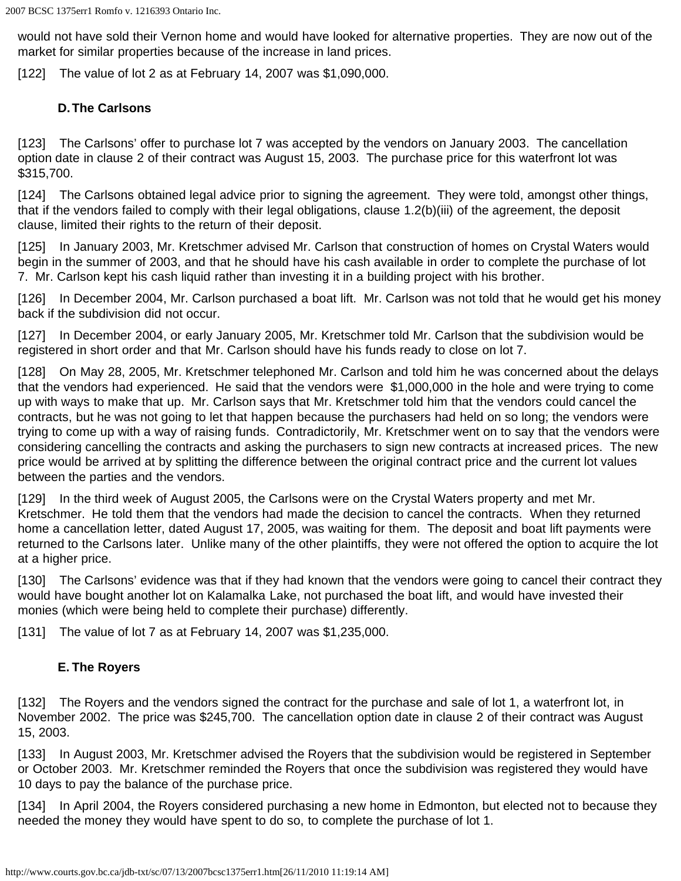would not have sold their Vernon home and would have looked for alternative properties. They are now out of the market for similar properties because of the increase in land prices.

[122] The value of lot 2 as at February 14, 2007 was $1,090,000.

### D. The Carlsons

[123] The Carlsons' offer to purchase lot 7 was accepted by the vendors on January 2003. The cancellation option date in clause 2 of their contract was August 15, 2003. The purchase price for this waterfront lot was $315,700.

[124] The Carlsons obtained legal advice prior to signing the agreement. They were told, amongst other things, that if the vendors failed to comply with their legal obligations, clause 1.2(b)(iii) of the agreement, the deposit clause, limited their rights to the return of their deposit.

[125] In January 2003, Mr. Kretschmer advised Mr. Carlson that construction of homes on Crystal Waters would begin in the summer of 2003, and that he should have his cash available in order to complete the purchase of lot 7. Mr. Carlson kept his cash liquid rather than investing it in a building project with his brother.

[126] In December 2004, Mr. Carlson purchased a boat lift. Mr. Carlson was not told that he would get his money back if the subdivision did not occur.

[127] In December 2004, or early January 2005, Mr. Kretschmer told Mr. Carlson that the subdivision would be registered in short order and that Mr. Carlson should have his funds ready to close on lot 7.

[128] On May 28, 2005, Mr. Kretschmer telephoned Mr. Carlson and told him he was concerned about the delays that the vendors had experienced. He said that the vendors were $1,000,000 in the hole and were trying to come up with ways to make that up. Mr. Carlson says that Mr. Kretschmer told him that the vendors could cancel the contracts, but he was not going to let that happen because the purchasers had held on so long; the vendors were trying to come up with a way of raising funds. Contradictorily, Mr. Kretschmer went on to say that the vendors were considering cancelling the contracts and asking the purchasers to sign new contracts at increased prices. The new price would be arrived at by splitting the difference between the original contract price and the current lot values between the parties and the vendors.

[129] In the third week of August 2005, the Carlsons were on the Crystal Waters property and met Mr. Kretschmer. He told them that the vendors had made the decision to cancel the contracts. When they returned home a cancellation letter, dated August 17, 2005, was waiting for them. The deposit and boat lift payments were returned to the Carlsons later. Unlike many of the other plaintiffs, they were not offered the option to acquire the lot at a higher price.

[130] The Carlsons' evidence was that if they had known that the vendors were going to cancel their contract they would have bought another lot on Kalamalka Lake, not purchased the boat lift, and would have invested their monies (which were being held to complete their purchase) differently.

[131] The value of lot 7 as at February 14, 2007 was $1,235,000.

### E. The Royers

[132] The Royers and the vendors signed the contract for the purchase and sale of lot 1, a waterfront lot, in November 2002. The price was $245,700. The cancellation option date in clause 2 of their contract was August 15, 2003.

[133] In August 2003, Mr. Kretschmer advised the Royers that the subdivision would be registered in September or October 2003. Mr. Kretschmer reminded the Royers that once the subdivision was registered they would have 10 days to pay the balance of the purchase price.

[134] In April 2004, the Royers considered purchasing a new home in Edmonton, but elected not to because they needed the money they would have spent to do so, to complete the purchase of lot 1.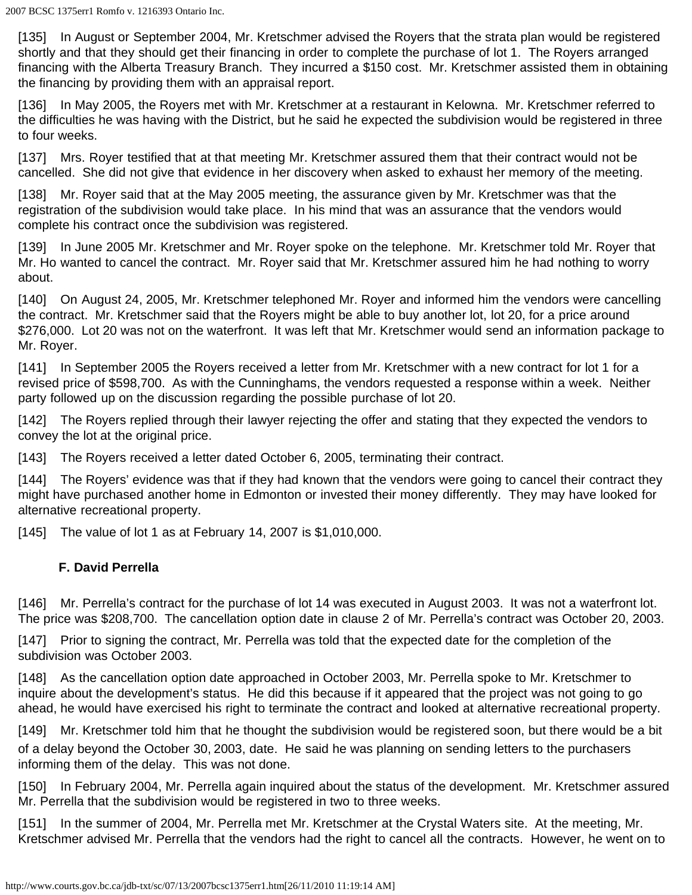[135] In August or September 2004, Mr. Kretschmer advised the Royers that the strata plan would be registered shortly and that they should get their financing in order to complete the purchase of lot 1. The Royers arranged financing with the Alberta Treasury Branch. They incurred a $150 cost. Mr. Kretschmer assisted them in obtaining the financing by providing them with an appraisal report.

[136] In May 2005, the Royers met with Mr. Kretschmer at a restaurant in Kelowna. Mr. Kretschmer referred to the difficulties he was having with the District, but he said he expected the subdivision would be registered in three to four weeks.

[137] Mrs. Royer testified that at that meeting Mr. Kretschmer assured them that their contract would not be cancelled. She did not give that evidence in her discovery when asked to exhaust her memory of the meeting.

[138] Mr. Royer said that at the May 2005 meeting, the assurance given by Mr. Kretschmer was that the registration of the subdivision would take place. In his mind that was an assurance that the vendors would complete his contract once the subdivision was registered.

[139] In June 2005 Mr. Kretschmer and Mr. Royer spoke on the telephone. Mr. Kretschmer told Mr. Royer that Mr. Ho wanted to cancel the contract. Mr. Royer said that Mr. Kretschmer assured him he had nothing to worry about.

[140] On August 24, 2005, Mr. Kretschmer telephoned Mr. Royer and informed him the vendors were cancelling the contract. Mr. Kretschmer said that the Royers might be able to buy another lot, lot 20, for a price around $276,000. Lot 20 was not on the waterfront. It was left that Mr. Kretschmer would send an information package to Mr. Royer.

[141] In September 2005 the Royers received a letter from Mr. Kretschmer with a new contract for lot 1 for a revised price of $598,700. As with the Cunninghams, the vendors requested a response within a week. Neither party followed up on the discussion regarding the possible purchase of lot 20.

[142] The Royers replied through their lawyer rejecting the offer and stating that they expected the vendors to convey the lot at the original price.

[143] The Royers received a letter dated October 6, 2005, terminating their contract.

[144] The Royers' evidence was that if they had known that the vendors were going to cancel their contract they might have purchased another home in Edmonton or invested their money differently. They may have looked for alternative recreational property.

[145] The value of lot 1 as at February 14, 2007 is $1,010,000.

### F. David Perrella

[146] Mr. Perrella's contract for the purchase of lot 14 was executed in August 2003. It was not a waterfront lot. The price was $208,700. The cancellation option date in clause 2 of Mr. Perrella's contract was October 20, 2003.

[147] Prior to signing the contract, Mr. Perrella was told that the expected date for the completion of the subdivision was October 2003.

[148] As the cancellation option date approached in October 2003, Mr. Perrella spoke to Mr. Kretschmer to inquire about the development's status. He did this because if it appeared that the project was not going to go ahead, he would have exercised his right to terminate the contract and looked at alternative recreational property.

[149] Mr. Kretschmer told him that he thought the subdivision would be registered soon, but there would be a bit of a delay beyond the October 30, 2003, date. He said he was planning on sending letters to the purchasers informing them of the delay. This was not done.

[150] In February 2004, Mr. Perrella again inquired about the status of the development. Mr. Kretschmer assured Mr. Perrella that the subdivision would be registered in two to three weeks.

[151] In the summer of 2004, Mr. Perrella met Mr. Kretschmer at the Crystal Waters site. At the meeting, Mr. Kretschmer advised Mr. Perrella that the vendors had the right to cancel all the contracts. However, he went on to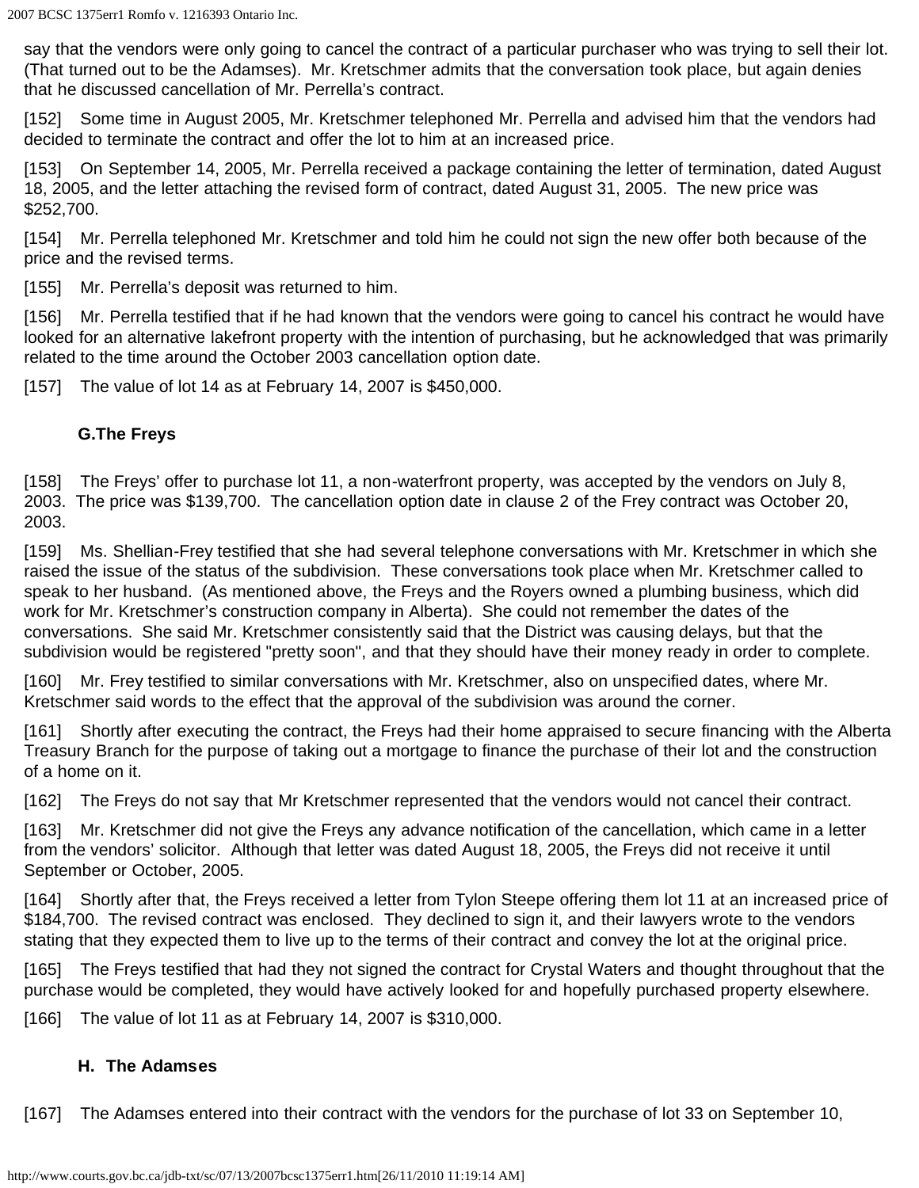say that the vendors were only going to cancel the contract of a particular purchaser who was trying to sell their lot. (That turned out to be the Adamses). Mr. Kretschmer admits that the conversation took place, but again denies that he discussed cancellation of Mr. Perrella's contract.

[152] Some time in August 2005, Mr. Kretschmer telephoned Mr. Perrella and advised him that the vendors had decided to terminate the contract and offer the lot to him at an increased price.

[153] On September 14, 2005, Mr. Perrella received a package containing the letter of termination, dated August 18, 2005, and the letter attaching the revised form of contract, dated August 31, 2005. The new price was $252,700.

[154] Mr. Perrella telephoned Mr. Kretschmer and told him he could not sign the new offer both because of the price and the revised terms.

[155] Mr. Perrella's deposit was returned to him.

[156] Mr. Perrella testified that if he had known that the vendors were going to cancel his contract he would have looked for an alternative lakefront property with the intention of purchasing, but he acknowledged that was primarily related to the time around the October 2003 cancellation option date.

[157] The value of lot 14 as at February 14, 2007 is $450,000.

### G.The Freys

[158] The Freys' offer to purchase lot 11, a non-waterfront property, was accepted by the vendors on July 8, 2003. The price was $139,700. The cancellation option date in clause 2 of the Frey contract was October 20, 2003.

[159] Ms. Shellian-Frey testified that she had several telephone conversations with Mr. Kretschmer in which she raised the issue of the status of the subdivision. These conversations took place when Mr. Kretschmer called to speak to her husband. (As mentioned above, the Freys and the Royers owned a plumbing business, which did work for Mr. Kretschmer's construction company in Alberta). She could not remember the dates of the conversations. She said Mr. Kretschmer consistently said that the District was causing delays, but that the subdivision would be registered "pretty soon", and that they should have their money ready in order to complete.

[160] Mr. Frey testified to similar conversations with Mr. Kretschmer, also on unspecified dates, where Mr. Kretschmer said words to the effect that the approval of the subdivision was around the corner.

[161] Shortly after executing the contract, the Freys had their home appraised to secure financing with the Alberta Treasury Branch for the purpose of taking out a mortgage to finance the purchase of their lot and the construction of a home on it.

[162] The Freys do not say that Mr Kretschmer represented that the vendors would not cancel their contract.

[163] Mr. Kretschmer did not give the Freys any advance notification of the cancellation, which came in a letter from the vendors' solicitor. Although that letter was dated August 18, 2005, the Freys did not receive it until September or October, 2005.

[164] Shortly after that, the Freys received a letter from Tylon Steepe offering them lot 11 at an increased price of $184,700. The revised contract was enclosed. They declined to sign it, and their lawyers wrote to the vendors stating that they expected them to live up to the terms of their contract and convey the lot at the original price.

[165] The Freys testified that had they not signed the contract for Crystal Waters and thought throughout that the purchase would be completed, they would have actively looked for and hopefully purchased property elsewhere.

[166] The value of lot 11 as at February 14, 2007 is $310,000.

### H. The Adamses

[167] The Adamses entered into their contract with the vendors for the purchase of lot 33 on September 10,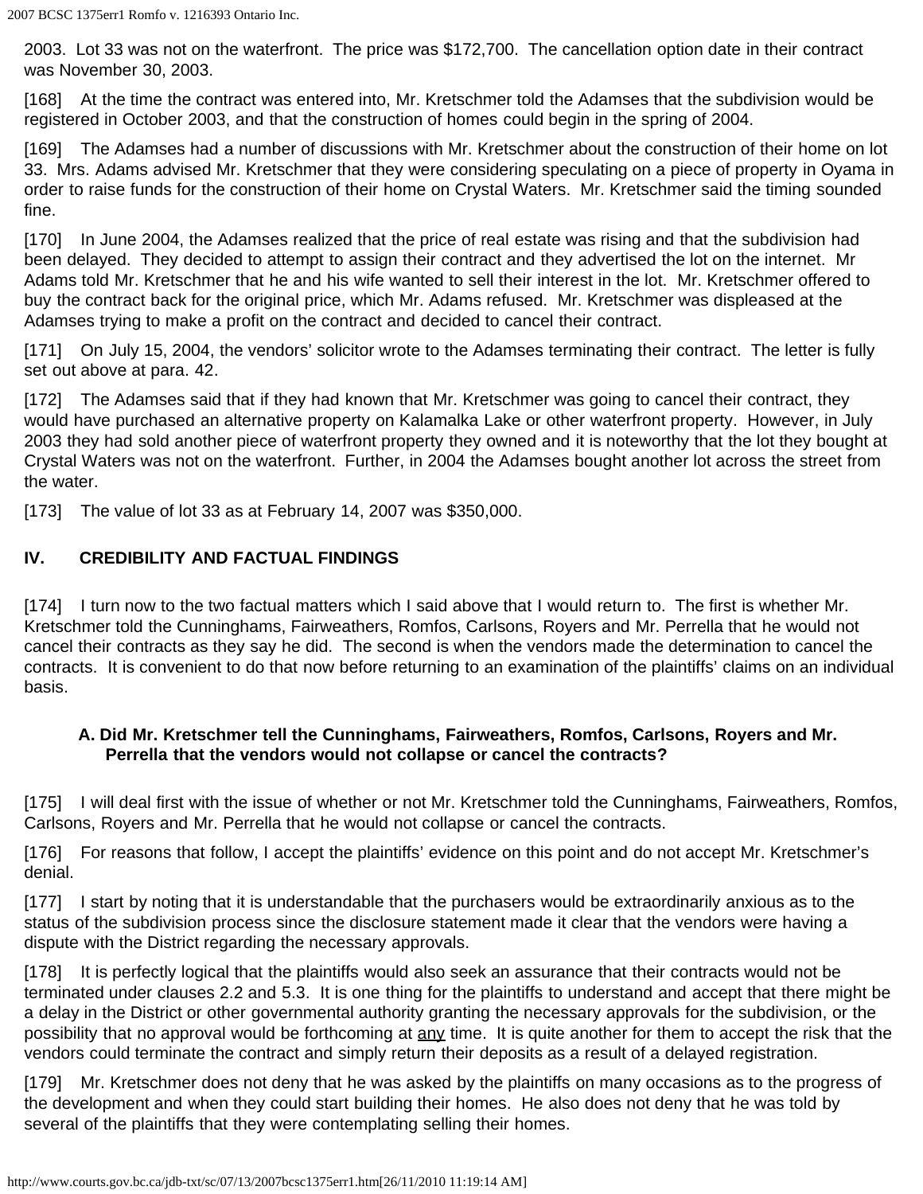2003. Lot 33 was not on the waterfront. The price was $172,700. The cancellation option date in their contract was November 30, 2003.

[168] At the time the contract was entered into, Mr. Kretschmer told the Adamses that the subdivision would be registered in October 2003, and that the construction of homes could begin in the spring of 2004.

[169] The Adamses had a number of discussions with Mr. Kretschmer about the construction of their home on lot 33. Mrs. Adams advised Mr. Kretschmer that they were considering speculating on a piece of property in Oyama in order to raise funds for the construction of their home on Crystal Waters. Mr. Kretschmer said the timing sounded fine.

[170] In June 2004, the Adamses realized that the price of real estate was rising and that the subdivision had been delayed. They decided to attempt to assign their contract and they advertised the lot on the internet. Mr Adams told Mr. Kretschmer that he and his wife wanted to sell their interest in the lot. Mr. Kretschmer offered to buy the contract back for the original price, which Mr. Adams refused. Mr. Kretschmer was displeased at the Adamses trying to make a profit on the contract and decided to cancel their contract.

[171] On July 15, 2004, the vendors' solicitor wrote to the Adamses terminating their contract. The letter is fully set out above at para. 42.

[172] The Adamses said that if they had known that Mr. Kretschmer was going to cancel their contract, they would have purchased an alternative property on Kalamalka Lake or other waterfront property. However, in July 2003 they had sold another piece of waterfront property they owned and it is noteworthy that the lot they bought at Crystal Waters was not on the waterfront. Further, in 2004 the Adamses bought another lot across the street from the water.

[173] The value of lot 33 as at February 14, 2007 was $350,000.

## IV. CREDIBILITY AND FACTUAL FINDINGS

[174] I turn now to the two factual matters which I said above that I would return to. The first is whether Mr. Kretschmer told the Cunninghams, Fairweathers, Romfos, Carlsons, Royers and Mr. Perrella that he would not cancel their contracts as they say he did. The second is when the vendors made the determination to cancel the contracts. It is convenient to do that now before returning to an examination of the plaintiffs' claims on an individual basis.

### A. Did Mr. Kretschmer tell the Cunninghams, Fairweathers, Romfos, Carlsons, Royers and Mr. Perrella that the vendors would not collapse or cancel the contracts?

[175] I will deal first with the issue of whether or not Mr. Kretschmer told the Cunninghams, Fairweathers, Romfos, Carlsons, Royers and Mr. Perrella that he would not collapse or cancel the contracts.

[176] For reasons that follow, I accept the plaintiffs' evidence on this point and do not accept Mr. Kretschmer's denial.

[177] I start by noting that it is understandable that the purchasers would be extraordinarily anxious as to the status of the subdivision process since the disclosure statement made it clear that the vendors were having a dispute with the District regarding the necessary approvals.

[178] It is perfectly logical that the plaintiffs would also seek an assurance that their contracts would not be terminated under clauses 2.2 and 5.3. It is one thing for the plaintiffs to understand and accept that there might be a delay in the District or other governmental authority granting the necessary approvals for the subdivision, or the possibility that no approval would be forthcoming at <u>any</u> time. It is quite another for them to accept the risk that the vendors could terminate the contract and simply return their deposits as a result of a delayed registration.

[179] Mr. Kretschmer does not deny that he was asked by the plaintiffs on many occasions as to the progress of the development and when they could start building their homes. He also does not deny that he was told by several of the plaintiffs that they were contemplating selling their homes.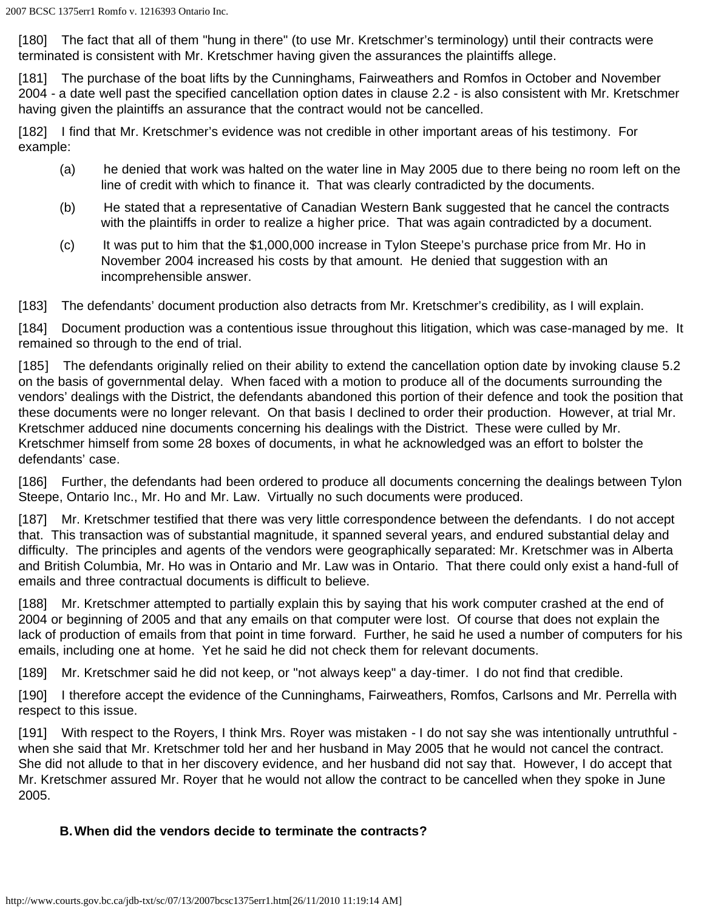[180] The fact that all of them "hung in there" (to use Mr. Kretschmer's terminology) until their contracts were terminated is consistent with Mr. Kretschmer having given the assurances the plaintiffs allege.

[181] The purchase of the boat lifts by the Cunninghams, Fairweathers and Romfos in October and November 2004 - a date well past the specified cancellation option dates in clause 2.2 - is also consistent with Mr. Kretschmer having given the plaintiffs an assurance that the contract would not be cancelled.

[182] I find that Mr. Kretschmer's evidence was not credible in other important areas of his testimony. For example:

(a) he denied that work was halted on the water line in May 2005 due to there being no room left on the line of credit with which to finance it. That was clearly contradicted by the documents.

(b) He stated that a representative of Canadian Western Bank suggested that he cancel the contracts with the plaintiffs in order to realize a higher price. That was again contradicted by a document.

(c) It was put to him that the $1,000,000 increase in Tylon Steepe's purchase price from Mr. Ho in November 2004 increased his costs by that amount. He denied that suggestion with an incomprehensible answer.

[183] The defendants' document production also detracts from Mr. Kretschmer's credibility, as I will explain.

[184] Document production was a contentious issue throughout this litigation, which was case-managed by me. It remained so through to the end of trial.

[185] The defendants originally relied on their ability to extend the cancellation option date by invoking clause 5.2 on the basis of governmental delay. When faced with a motion to produce all of the documents surrounding the vendors' dealings with the District, the defendants abandoned this portion of their defence and took the position that these documents were no longer relevant. On that basis I declined to order their production. However, at trial Mr. Kretschmer adduced nine documents concerning his dealings with the District. These were culled by Mr. Kretschmer himself from some 28 boxes of documents, in what he acknowledged was an effort to bolster the defendants' case.

[186] Further, the defendants had been ordered to produce all documents concerning the dealings between Tylon Steepe, Ontario Inc., Mr. Ho and Mr. Law. Virtually no such documents were produced.

[187] Mr. Kretschmer testified that there was very little correspondence between the defendants. I do not accept that. This transaction was of substantial magnitude, it spanned several years, and endured substantial delay and difficulty. The principles and agents of the vendors were geographically separated: Mr. Kretschmer was in Alberta and British Columbia, Mr. Ho was in Ontario and Mr. Law was in Ontario. That there could only exist a hand-full of emails and three contractual documents is difficult to believe.

[188] Mr. Kretschmer attempted to partially explain this by saying that his work computer crashed at the end of 2004 or beginning of 2005 and that any emails on that computer were lost. Of course that does not explain the lack of production of emails from that point in time forward. Further, he said he used a number of computers for his emails, including one at home. Yet he said he did not check them for relevant documents.

[189] Mr. Kretschmer said he did not keep, or "not always keep" a day-timer. I do not find that credible.

[190] I therefore accept the evidence of the Cunninghams, Fairweathers, Romfos, Carlsons and Mr. Perrella with respect to this issue.

[191] With respect to the Royers, I think Mrs. Royer was mistaken - I do not say she was intentionally untruthful - when she said that Mr. Kretschmer told her and her husband in May 2005 that he would not cancel the contract. She did not allude to that in her discovery evidence, and her husband did not say that. However, I do accept that Mr. Kretschmer assured Mr. Royer that he would not allow the contract to be cancelled when they spoke in June 2005.

### B. When did the vendors decide to terminate the contracts?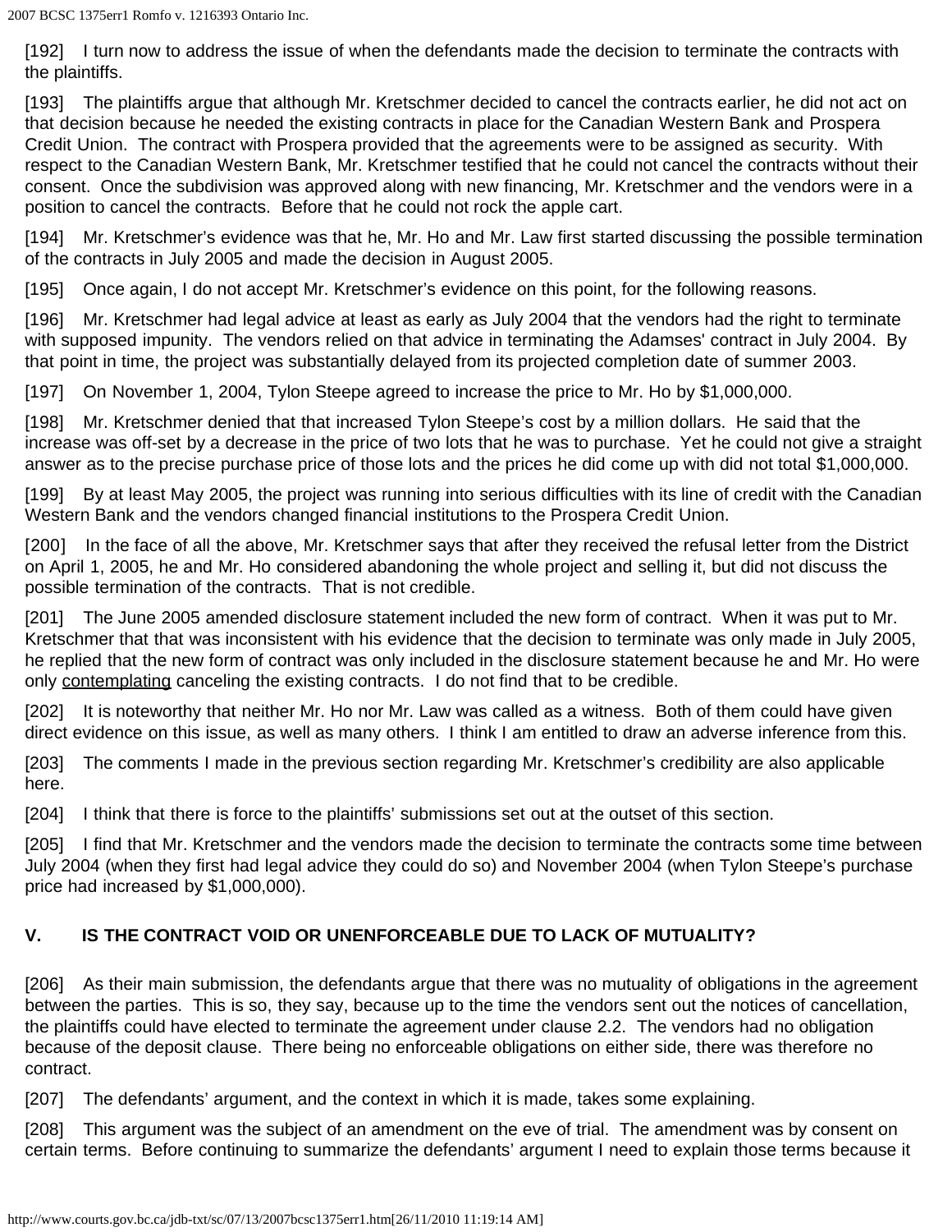[192] I turn now to address the issue of when the defendants made the decision to terminate the contracts with the plaintiffs.

[193] The plaintiffs argue that although Mr. Kretschmer decided to cancel the contracts earlier, he did not act on that decision because he needed the existing contracts in place for the Canadian Western Bank and Prospera Credit Union. The contract with Prospera provided that the agreements were to be assigned as security. With respect to the Canadian Western Bank, Mr. Kretschmer testified that he could not cancel the contracts without their consent. Once the subdivision was approved along with new financing, Mr. Kretschmer and the vendors were in a position to cancel the contracts. Before that he could not rock the apple cart.

[194] Mr. Kretschmer's evidence was that he, Mr. Ho and Mr. Law first started discussing the possible termination of the contracts in July 2005 and made the decision in August 2005.

[195] Once again, I do not accept Mr. Kretschmer's evidence on this point, for the following reasons.

[196] Mr. Kretschmer had legal advice at least as early as July 2004 that the vendors had the right to terminate with supposed impunity. The vendors relied on that advice in terminating the Adamses' contract in July 2004. By that point in time, the project was substantially delayed from its projected completion date of summer 2003.

[197] On November 1, 2004, Tylon Steepe agreed to increase the price to Mr. Ho by $1,000,000.

[198] Mr. Kretschmer denied that that increased Tylon Steepe's cost by a million dollars. He said that the increase was off-set by a decrease in the price of two lots that he was to purchase. Yet he could not give a straight answer as to the precise purchase price of those lots and the prices he did come up with did not total $1,000,000.

[199] By at least May 2005, the project was running into serious difficulties with its line of credit with the Canadian Western Bank and the vendors changed financial institutions to the Prospera Credit Union.

[200] In the face of all the above, Mr. Kretschmer says that after they received the refusal letter from the District on April 1, 2005, he and Mr. Ho considered abandoning the whole project and selling it, but did not discuss the possible termination of the contracts. That is not credible.

[201] The June 2005 amended disclosure statement included the new form of contract. When it was put to Mr. Kretschmer that that was inconsistent with his evidence that the decision to terminate was only made in July 2005, he replied that the new form of contract was only included in the disclosure statement because he and Mr. Ho were only <u>contemplating</u> canceling the existing contracts. I do not find that to be credible.

[202] It is noteworthy that neither Mr. Ho nor Mr. Law was called as a witness. Both of them could have given direct evidence on this issue, as well as many others. I think I am entitled to draw an adverse inference from this.

[203] The comments I made in the previous section regarding Mr. Kretschmer's credibility are also applicable here.

[204] I think that there is force to the plaintiffs' submissions set out at the outset of this section.

[205] I find that Mr. Kretschmer and the vendors made the decision to terminate the contracts some time between July 2004 (when they first had legal advice they could do so) and November 2004 (when Tylon Steepe's purchase price had increased by $1,000,000).

## V. IS THE CONTRACT VOID OR UNENFORCEABLE DUE TO LACK OF MUTUALITY?

[206] As their main submission, the defendants argue that there was no mutuality of obligations in the agreement between the parties. This is so, they say, because up to the time the vendors sent out the notices of cancellation, the plaintiffs could have elected to terminate the agreement under clause 2.2. The vendors had no obligation because of the deposit clause. There being no enforceable obligations on either side, there was therefore no contract.

[207] The defendants' argument, and the context in which it is made, takes some explaining.

[208] This argument was the subject of an amendment on the eve of trial. The amendment was by consent on certain terms. Before continuing to summarize the defendants' argument I need to explain those terms because it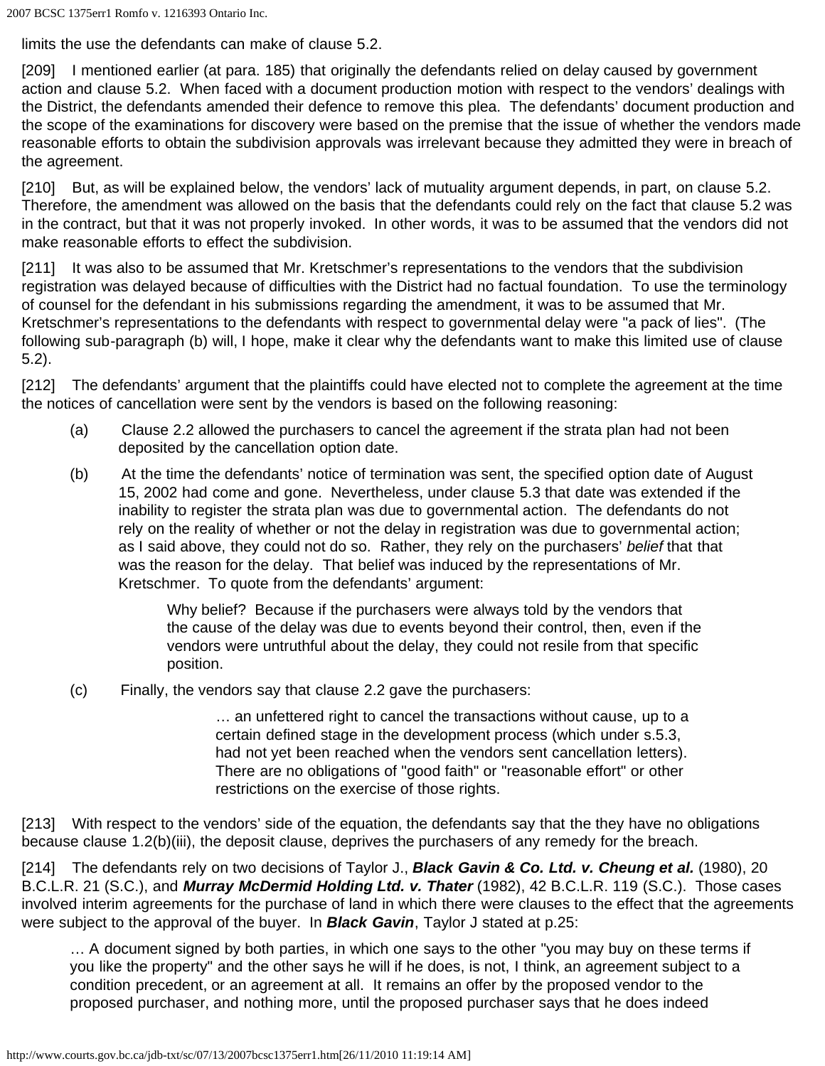limits the use the defendants can make of clause 5.2.

[209] I mentioned earlier (at para. 185) that originally the defendants relied on delay caused by government action and clause 5.2. When faced with a document production motion with respect to the vendors' dealings with the District, the defendants amended their defence to remove this plea. The defendants' document production and the scope of the examinations for discovery were based on the premise that the issue of whether the vendors made reasonable efforts to obtain the subdivision approvals was irrelevant because they admitted they were in breach of the agreement.

[210] But, as will be explained below, the vendors' lack of mutuality argument depends, in part, on clause 5.2. Therefore, the amendment was allowed on the basis that the defendants could rely on the fact that clause 5.2 was in the contract, but that it was not properly invoked. In other words, it was to be assumed that the vendors did not make reasonable efforts to effect the subdivision.

[211] It was also to be assumed that Mr. Kretschmer's representations to the vendors that the subdivision registration was delayed because of difficulties with the District had no factual foundation. To use the terminology of counsel for the defendant in his submissions regarding the amendment, it was to be assumed that Mr. Kretschmer's representations to the defendants with respect to governmental delay were "a pack of lies". (The following sub-paragraph (b) will, I hope, make it clear why the defendants want to make this limited use of clause 5.2).

[212] The defendants' argument that the plaintiffs could have elected not to complete the agreement at the time the notices of cancellation were sent by the vendors is based on the following reasoning:

(a) Clause 2.2 allowed the purchasers to cancel the agreement if the strata plan had not been deposited by the cancellation option date.

(b) At the time the defendants' notice of termination was sent, the specified option date of August 15, 2002 had come and gone. Nevertheless, under clause 5.3 that date was extended if the inability to register the strata plan was due to governmental action. The defendants do not rely on the reality of whether or not the delay in registration was due to governmental action; as I said above, they could not do so. Rather, they rely on the purchasers' *belief* that that was the reason for the delay. That belief was induced by the representations of Mr. Kretschmer. To quote from the defendants' argument:

> Why belief? Because if the purchasers were always told by the vendors that the cause of the delay was due to events beyond their control, then, even if the vendors were untruthful about the delay, they could not resile from that specific position.

(c) Finally, the vendors say that clause 2.2 gave the purchasers:

> … an unfettered right to cancel the transactions without cause, up to a certain defined stage in the development process (which under s.5.3, had not yet been reached when the vendors sent cancellation letters). There are no obligations of "good faith" or "reasonable effort" or other restrictions on the exercise of those rights.

[213] With respect to the vendors' side of the equation, the defendants say that the they have no obligations because clause 1.2(b)(iii), the deposit clause, deprives the purchasers of any remedy for the breach.

[214] The defendants rely on two decisions of Taylor J., ***Black Gavin & Co. Ltd. v. Cheung et al.*** (1980), 20 B.C.L.R. 21 (S.C.), and ***Murray McDermid Holding Ltd. v. Thater*** (1982), 42 B.C.L.R. 119 (S.C.). Those cases involved interim agreements for the purchase of land in which there were clauses to the effect that the agreements were subject to the approval of the buyer. In ***Black Gavin***, Taylor J stated at p.25:

> … A document signed by both parties, in which one says to the other "you may buy on these terms if you like the property" and the other says he will if he does, is not, I think, an agreement subject to a condition precedent, or an agreement at all. It remains an offer by the proposed vendor to the proposed purchaser, and nothing more, until the proposed purchaser says that he does indeed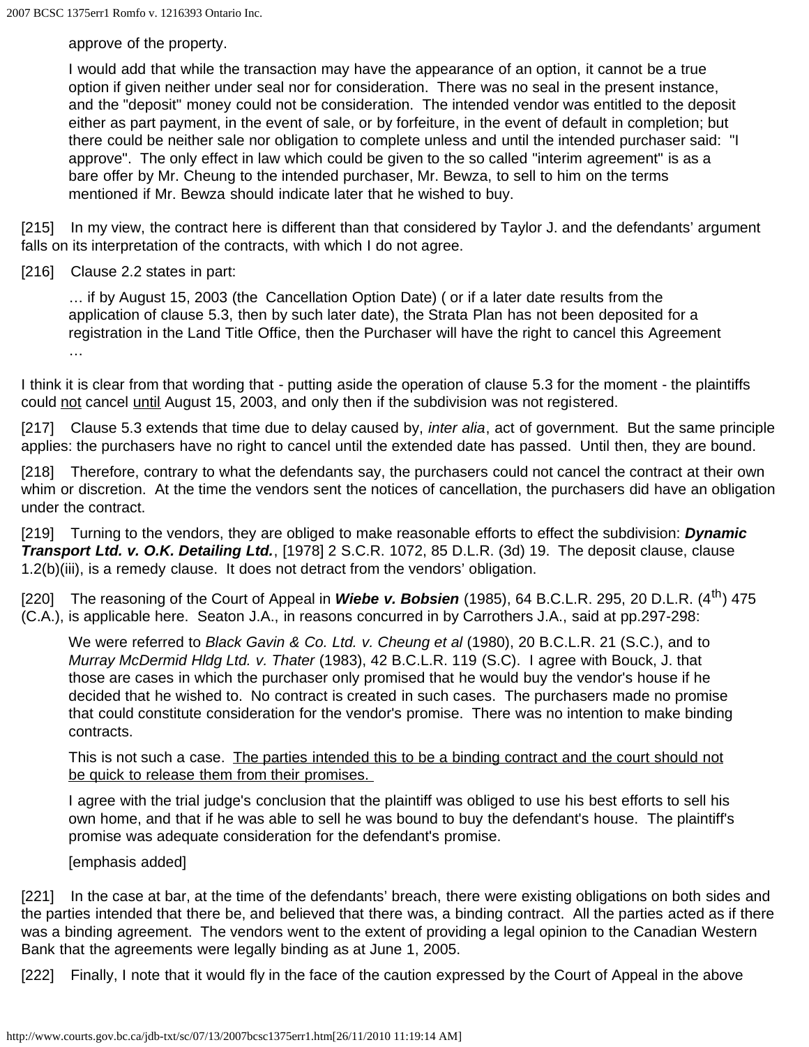approve of the property.

> I would add that while the transaction may have the appearance of an option, it cannot be a true option if given neither under seal nor for consideration. There was no seal in the present instance, and the "deposit" money could not be consideration. The intended vendor was entitled to the deposit either as part payment, in the event of sale, or by forfeiture, in the event of default in completion; but there could be neither sale nor obligation to complete unless and until the intended purchaser said: "I approve". The only effect in law which could be given to the so called "interim agreement" is as a bare offer by Mr. Cheung to the intended purchaser, Mr. Bewza, to sell to him on the terms mentioned if Mr. Bewza should indicate later that he wished to buy.

[215] In my view, the contract here is different than that considered by Taylor J. and the defendants' argument falls on its interpretation of the contracts, with which I do not agree.

[216] Clause 2.2 states in part:

> … if by August 15, 2003 (the Cancellation Option Date) ( or if a later date results from the application of clause 5.3, then by such later date), the Strata Plan has not been deposited for a registration in the Land Title Office, then the Purchaser will have the right to cancel this Agreement …

I think it is clear from that wording that - putting aside the operation of clause 5.3 for the moment - the plaintiffs could <u>not</u> cancel <u>until</u> August 15, 2003, and only then if the subdivision was not registered.

[217] Clause 5.3 extends that time due to delay caused by, *inter alia*, act of government. But the same principle applies: the purchasers have no right to cancel until the extended date has passed. Until then, they are bound.

[218] Therefore, contrary to what the defendants say, the purchasers could not cancel the contract at their own whim or discretion. At the time the vendors sent the notices of cancellation, the purchasers did have an obligation under the contract.

[219] Turning to the vendors, they are obliged to make reasonable efforts to effect the subdivision: ***Dynamic Transport Ltd. v. O.K. Detailing Ltd.***, [1978] 2 S.C.R. 1072, 85 D.L.R. (3d) 19. The deposit clause, clause 1.2(b)(iii), is a remedy clause. It does not detract from the vendors' obligation.

[220] The reasoning of the Court of Appeal in ***Wiebe v. Bobsien*** (1985), 64 B.C.L.R. 295, 20 D.L.R. (4th) 475 (C.A.), is applicable here. Seaton J.A., in reasons concurred in by Carrothers J.A., said at pp.297-298:

> We were referred to *Black Gavin & Co. Ltd. v. Cheung et al* (1980), 20 B.C.L.R. 21 (S.C.), and to *Murray McDermid Hldg Ltd. v. Thater* (1983), 42 B.C.L.R. 119 (S.C). I agree with Bouck, J. that those are cases in which the purchaser only promised that he would buy the vendor's house if he decided that he wished to. No contract is created in such cases. The purchasers made no promise that could constitute consideration for the vendor's promise. There was no intention to make binding contracts.
>
> This is not such a case. <u>The parties intended this to be a binding contract and the court should not be quick to release them from their promises.</u>
>
> I agree with the trial judge's conclusion that the plaintiff was obliged to use his best efforts to sell his own home, and that if he was able to sell he was bound to buy the defendant's house. The plaintiff's promise was adequate consideration for the defendant's promise.
>
> [emphasis added]

[221] In the case at bar, at the time of the defendants' breach, there were existing obligations on both sides and the parties intended that there be, and believed that there was, a binding contract. All the parties acted as if there was a binding agreement. The vendors went to the extent of providing a legal opinion to the Canadian Western Bank that the agreements were legally binding as at June 1, 2005.

[222] Finally, I note that it would fly in the face of the caution expressed by the Court of Appeal in the above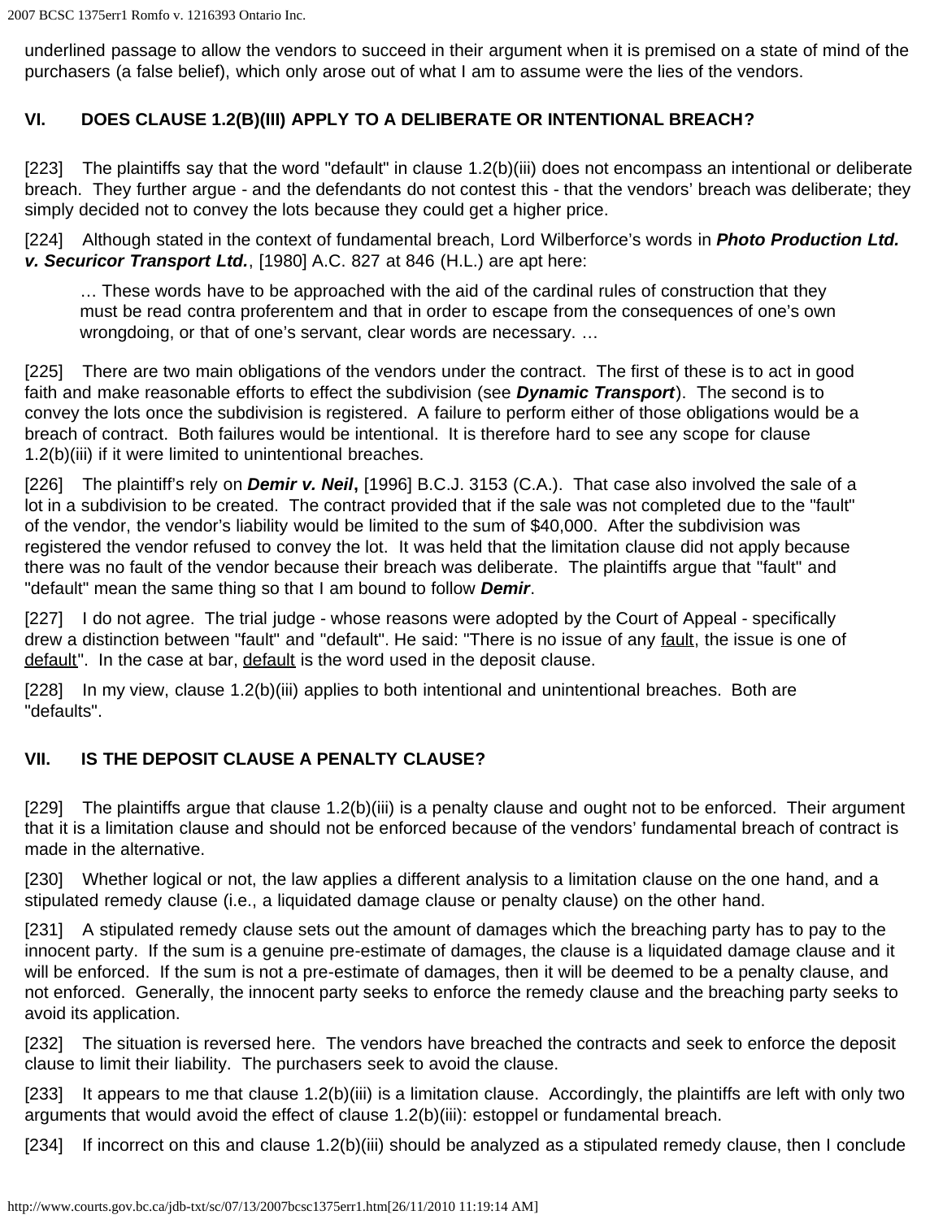underlined passage to allow the vendors to succeed in their argument when it is premised on a state of mind of the purchasers (a false belief), which only arose out of what I am to assume were the lies of the vendors.

## VI. DOES CLAUSE 1.2(B)(III) APPLY TO A DELIBERATE OR INTENTIONAL BREACH?

[223] The plaintiffs say that the word "default" in clause 1.2(b)(iii) does not encompass an intentional or deliberate breach. They further argue - and the defendants do not contest this - that the vendors' breach was deliberate; they simply decided not to convey the lots because they could get a higher price.

[224] Although stated in the context of fundamental breach, Lord Wilberforce's words in ***Photo Production Ltd. v. Securicor Transport Ltd.***, [1980] A.C. 827 at 846 (H.L.) are apt here:

> … These words have to be approached with the aid of the cardinal rules of construction that they must be read contra proferentem and that in order to escape from the consequences of one's own wrongdoing, or that of one's servant, clear words are necessary. …

[225] There are two main obligations of the vendors under the contract. The first of these is to act in good faith and make reasonable efforts to effect the subdivision (see ***Dynamic Transport***). The second is to convey the lots once the subdivision is registered. A failure to perform either of those obligations would be a breach of contract. Both failures would be intentional. It is therefore hard to see any scope for clause 1.2(b)(iii) if it were limited to unintentional breaches.

[226] The plaintiff's rely on ***Demir v. Neil*****,** [1996] B.C.J. 3153 (C.A.). That case also involved the sale of a lot in a subdivision to be created. The contract provided that if the sale was not completed due to the "fault" of the vendor, the vendor's liability would be limited to the sum of $40,000. After the subdivision was registered the vendor refused to convey the lot. It was held that the limitation clause did not apply because there was no fault of the vendor because their breach was deliberate. The plaintiffs argue that "fault" and "default" mean the same thing so that I am bound to follow ***Demir***.

[227] I do not agree. The trial judge - whose reasons were adopted by the Court of Appeal - specifically drew a distinction between "fault" and "default". He said: "There is no issue of any <u>fault</u>, the issue is one of <u>default</u>". In the case at bar, <u>default</u> is the word used in the deposit clause.

[228] In my view, clause 1.2(b)(iii) applies to both intentional and unintentional breaches. Both are "defaults".

## VII. IS THE DEPOSIT CLAUSE A PENALTY CLAUSE?

[229] The plaintiffs argue that clause 1.2(b)(iii) is a penalty clause and ought not to be enforced. Their argument that it is a limitation clause and should not be enforced because of the vendors' fundamental breach of contract is made in the alternative.

[230] Whether logical or not, the law applies a different analysis to a limitation clause on the one hand, and a stipulated remedy clause (i.e., a liquidated damage clause or penalty clause) on the other hand.

[231] A stipulated remedy clause sets out the amount of damages which the breaching party has to pay to the innocent party. If the sum is a genuine pre-estimate of damages, the clause is a liquidated damage clause and it will be enforced. If the sum is not a pre-estimate of damages, then it will be deemed to be a penalty clause, and not enforced. Generally, the innocent party seeks to enforce the remedy clause and the breaching party seeks to avoid its application.

[232] The situation is reversed here. The vendors have breached the contracts and seek to enforce the deposit clause to limit their liability. The purchasers seek to avoid the clause.

[233] It appears to me that clause 1.2(b)(iii) is a limitation clause. Accordingly, the plaintiffs are left with only two arguments that would avoid the effect of clause 1.2(b)(iii): estoppel or fundamental breach.

[234] If incorrect on this and clause 1.2(b)(iii) should be analyzed as a stipulated remedy clause, then I conclude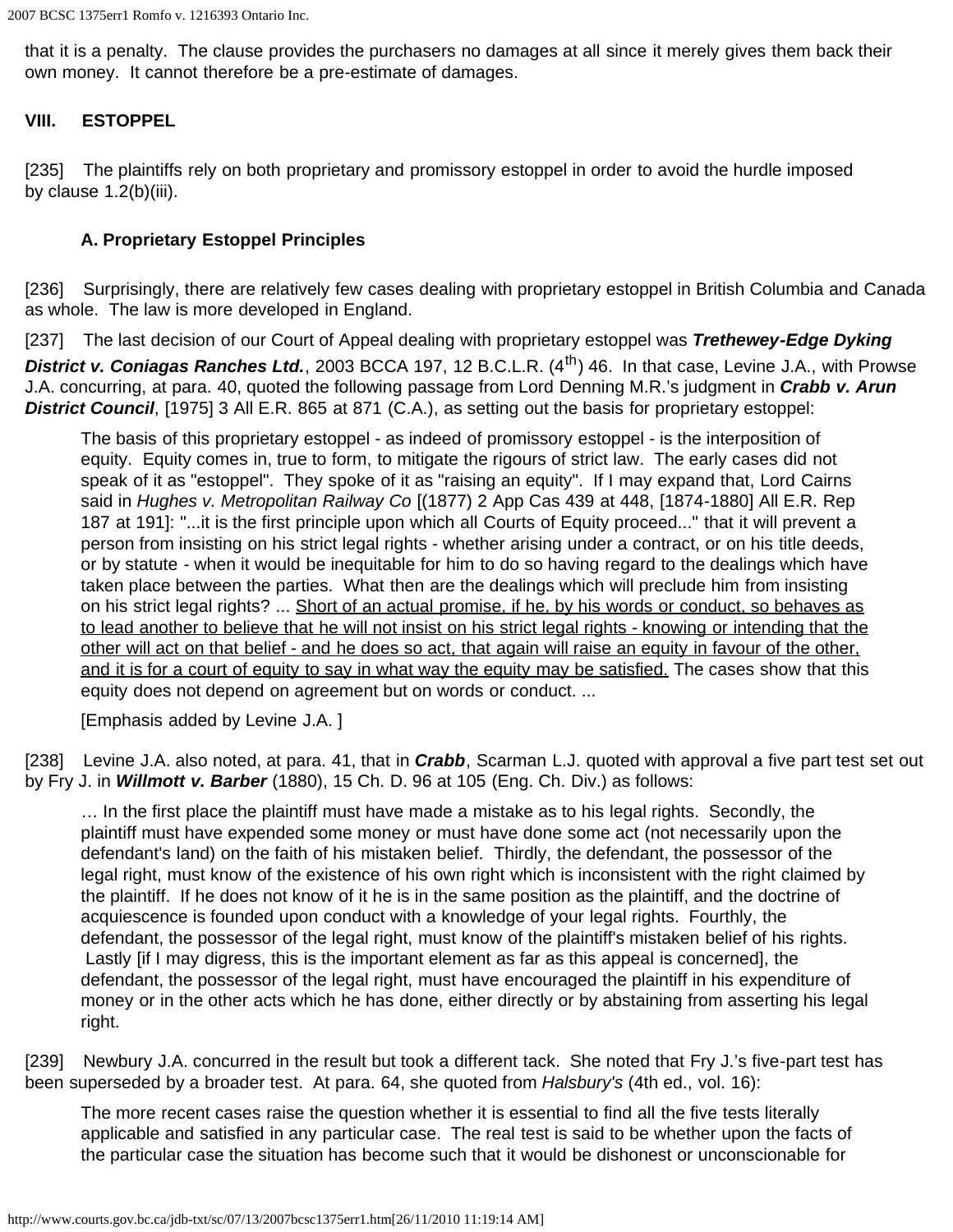that it is a penalty. The clause provides the purchasers no damages at all since it merely gives them back their own money. It cannot therefore be a pre-estimate of damages.

## VIII. ESTOPPEL

[235] The plaintiffs rely on both proprietary and promissory estoppel in order to avoid the hurdle imposed by clause 1.2(b)(iii).

### A. Proprietary Estoppel Principles

[236] Surprisingly, there are relatively few cases dealing with proprietary estoppel in British Columbia and Canada as whole. The law is more developed in England.

[237] The last decision of our Court of Appeal dealing with proprietary estoppel was ***Trethewey-Edge Dyking District v. Coniagas Ranches Ltd.***, 2003 BCCA 197, 12 B.C.L.R. (4th) 46. In that case, Levine J.A., with Prowse J.A. concurring, at para. 40, quoted the following passage from Lord Denning M.R.'s judgment in ***Crabb v. Arun District Council***, [1975] 3 All E.R. 865 at 871 (C.A.), as setting out the basis for proprietary estoppel:

> The basis of this proprietary estoppel - as indeed of promissory estoppel - is the interposition of equity. Equity comes in, true to form, to mitigate the rigours of strict law. The early cases did not speak of it as "estoppel". They spoke of it as "raising an equity". If I may expand that, Lord Cairns said in *Hughes v. Metropolitan Railway Co* [(1877) 2 App Cas 439 at 448, [1874-1880] All E.R. Rep 187 at 191]: "...it is the first principle upon which all Courts of Equity proceed..." that it will prevent a person from insisting on his strict legal rights - whether arising under a contract, or on his title deeds, or by statute - when it would be inequitable for him to do so having regard to the dealings which have taken place between the parties. What then are the dealings which will preclude him from insisting on his strict legal rights? ... <u>Short of an actual promise, if he, by his words or conduct, so behaves as to lead another to believe that he will not insist on his strict legal rights - knowing or intending that the other will act on that belief - and he does so act, that again will raise an equity in favour of the other, and it is for a court of equity to say in what way the equity may be satisfied.</u> The cases show that this equity does not depend on agreement but on words or conduct. ...
>
> [Emphasis added by Levine J.A. ]

[238] Levine J.A. also noted, at para. 41, that in ***Crabb***, Scarman L.J. quoted with approval a five part test set out by Fry J. in ***Willmott v. Barber*** (1880), 15 Ch. D. 96 at 105 (Eng. Ch. Div.) as follows:

> … In the first place the plaintiff must have made a mistake as to his legal rights. Secondly, the plaintiff must have expended some money or must have done some act (not necessarily upon the defendant's land) on the faith of his mistaken belief. Thirdly, the defendant, the possessor of the legal right, must know of the existence of his own right which is inconsistent with the right claimed by the plaintiff. If he does not know of it he is in the same position as the plaintiff, and the doctrine of acquiescence is founded upon conduct with a knowledge of your legal rights. Fourthly, the defendant, the possessor of the legal right, must know of the plaintiff's mistaken belief of his rights. Lastly [if I may digress, this is the important element as far as this appeal is concerned], the defendant, the possessor of the legal right, must have encouraged the plaintiff in his expenditure of money or in the other acts which he has done, either directly or by abstaining from asserting his legal right.

[239] Newbury J.A. concurred in the result but took a different tack. She noted that Fry J.'s five-part test has been superseded by a broader test. At para. 64, she quoted from *Halsbury's* (4th ed., vol. 16):

> The more recent cases raise the question whether it is essential to find all the five tests literally applicable and satisfied in any particular case. The real test is said to be whether upon the facts of the particular case the situation has become such that it would be dishonest or unconscionable for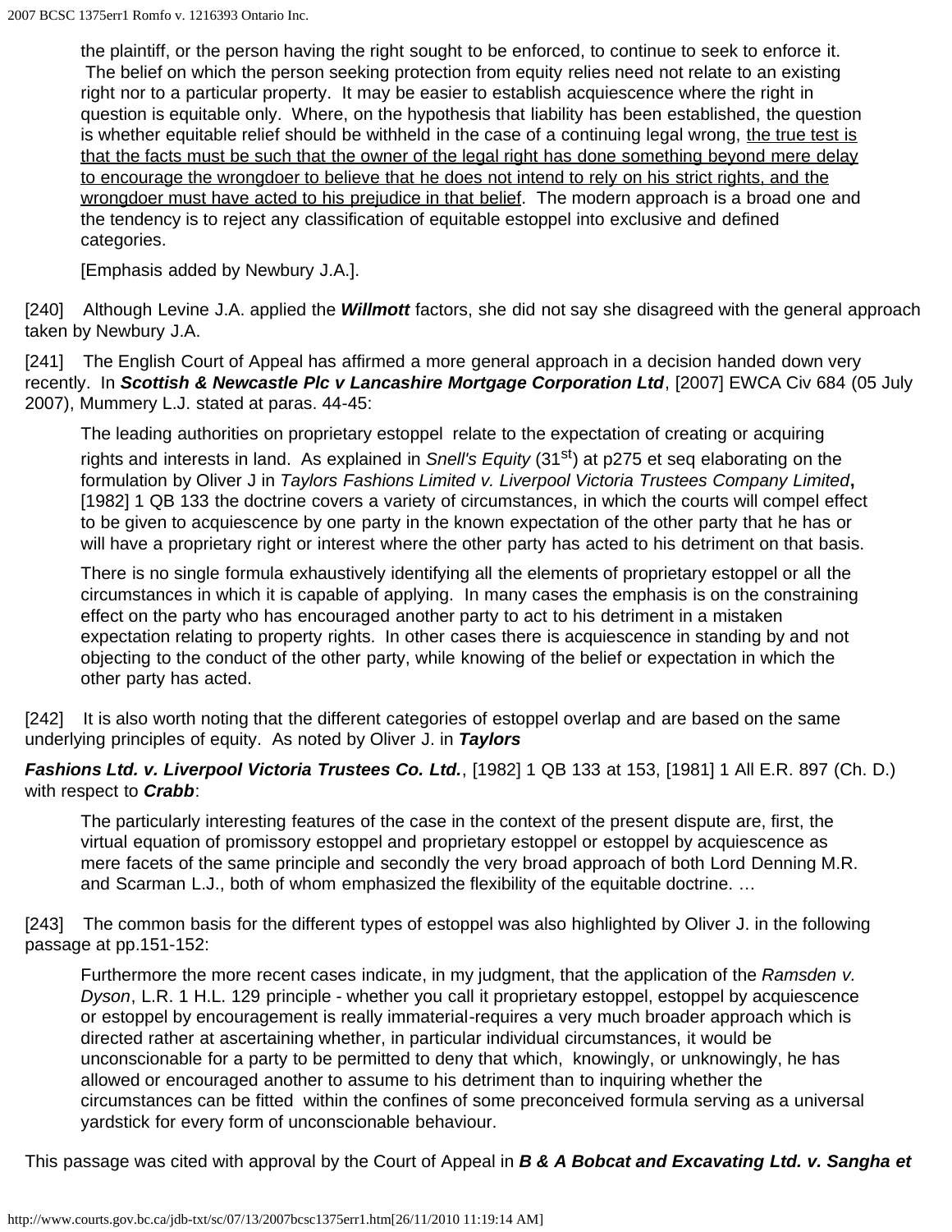the plaintiff, or the person having the right sought to be enforced, to continue to seek to enforce it. The belief on which the person seeking protection from equity relies need not relate to an existing right nor to a particular property. It may be easier to establish acquiescence where the right in question is equitable only. Where, on the hypothesis that liability has been established, the question is whether equitable relief should be withheld in the case of a continuing legal wrong, <u>the true test is that the facts must be such that the owner of the legal right has done something beyond mere delay to encourage the wrongdoer to believe that he does not intend to rely on his strict rights, and the wrongdoer must have acted to his prejudice in that belief</u>. The modern approach is a broad one and the tendency is to reject any classification of equitable estoppel into exclusive and defined categories.

> [Emphasis added by Newbury J.A.].

[240] Although Levine J.A. applied the ***Willmott*** factors, she did not say she disagreed with the general approach taken by Newbury J.A.

[241] The English Court of Appeal has affirmed a more general approach in a decision handed down very recently. In ***Scottish & Newcastle Plc v Lancashire Mortgage Corporation Ltd***, [2007] EWCA Civ 684 (05 July 2007), Mummery L.J. stated at paras. 44-45:

> The leading authorities on proprietary estoppel relate to the expectation of creating or acquiring rights and interests in land. As explained in *Snell's Equity* (31st) at p275 et seq elaborating on the formulation by Oliver J in *Taylors Fashions Limited v. Liverpool Victoria Trustees Company Limited***,** [1982] 1 QB 133 the doctrine covers a variety of circumstances, in which the courts will compel effect to be given to acquiescence by one party in the known expectation of the other party that he has or will have a proprietary right or interest where the other party has acted to his detriment on that basis.
>
> There is no single formula exhaustively identifying all the elements of proprietary estoppel or all the circumstances in which it is capable of applying. In many cases the emphasis is on the constraining effect on the party who has encouraged another party to act to his detriment in a mistaken expectation relating to property rights. In other cases there is acquiescence in standing by and not objecting to the conduct of the other party, while knowing of the belief or expectation in which the other party has acted.

[242] It is also worth noting that the different categories of estoppel overlap and are based on the same underlying principles of equity. As noted by Oliver J. in ***Taylors Fashions Ltd. v. Liverpool Victoria Trustees Co. Ltd.***, [1982] 1 QB 133 at 153, [1981] 1 All E.R. 897 (Ch. D.) with respect to ***Crabb***:

> The particularly interesting features of the case in the context of the present dispute are, first, the virtual equation of promissory estoppel and proprietary estoppel or estoppel by acquiescence as mere facets of the same principle and secondly the very broad approach of both Lord Denning M.R. and Scarman L.J., both of whom emphasized the flexibility of the equitable doctrine. …

[243] The common basis for the different types of estoppel was also highlighted by Oliver J. in the following passage at pp.151-152:

> Furthermore the more recent cases indicate, in my judgment, that the application of the *Ramsden v. Dyson*, L.R. 1 H.L. 129 principle - whether you call it proprietary estoppel, estoppel by acquiescence or estoppel by encouragement is really immaterial-requires a very much broader approach which is directed rather at ascertaining whether, in particular individual circumstances, it would be unconscionable for a party to be permitted to deny that which, knowingly, or unknowingly, he has allowed or encouraged another to assume to his detriment than to inquiring whether the circumstances can be fitted within the confines of some preconceived formula serving as a universal yardstick for every form of unconscionable behaviour.

This passage was cited with approval by the Court of Appeal in ***B & A Bobcat and Excavating Ltd. v. Sangha et***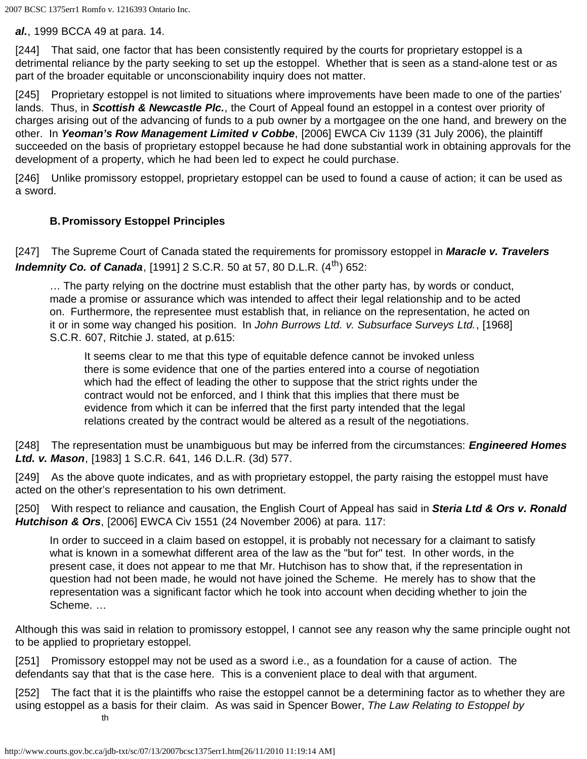***al.***, 1999 BCCA 49 at para. 14.

[244]    That said, one factor that has been consistently required by the courts for proprietary estoppel is a detrimental reliance by the party seeking to set up the estoppel.  Whether that is seen as a stand-alone test or as part of the broader equitable or unconscionability inquiry does not matter.

[245]    Proprietary estoppel is not limited to situations where improvements have been made to one of the parties' lands.  Thus, in ***Scottish & Newcastle Plc.***, the Court of Appeal found an estoppel in a contest over priority of charges arising out of the advancing of funds to a pub owner by a mortgagee on the one hand, and brewery on the other.  In ***Yeoman's Row Management Limited v Cobbe***, [2006] EWCA Civ 1139 (31 July 2006), the plaintiff succeeded on the basis of proprietary estoppel because he had done substantial work in obtaining approvals for the development of a property, which he had been led to expect he could purchase.

[246]    Unlike promissory estoppel, proprietary estoppel can be used to found a cause of action; it can be used as a sword.

### B. Promissory Estoppel Principles

[247]    The Supreme Court of Canada stated the requirements for promissory estoppel in ***Maracle v. Travelers Indemnity Co. of Canada***, [1991] 2 S.C.R. 50 at 57, 80 D.L.R. (4th) 652:

> … The party relying on the doctrine must establish that the other party has, by words or conduct, made a promise or assurance which was intended to affect their legal relationship and to be acted on.  Furthermore, the representee must establish that, in reliance on the representation, he acted on it or in some way changed his position.  In *John Burrows Ltd. v. Subsurface Surveys Ltd.*, [1968] S.C.R. 607, Ritchie J. stated, at p.615:
>
> > It seems clear to me that this type of equitable defence cannot be invoked unless there is some evidence that one of the parties entered into a course of negotiation which had the effect of leading the other to suppose that the strict rights under the contract would not be enforced, and I think that this implies that there must be evidence from which it can be inferred that the first party intended that the legal relations created by the contract would be altered as a result of the negotiations.

[248]    The representation must be unambiguous but may be inferred from the circumstances: ***Engineered Homes Ltd. v. Mason***, [1983] 1 S.C.R. 641, 146 D.L.R. (3d) 577.

[249]    As the above quote indicates, and as with proprietary estoppel, the party raising the estoppel must have acted on the other's representation to his own detriment.

[250]    With respect to reliance and causation, the English Court of Appeal has said in ***Steria Ltd & Ors v. Ronald Hutchison & Ors***, [2006] EWCA Civ 1551 (24 November 2006) at para. 117:

> In order to succeed in a claim based on estoppel, it is probably not necessary for a claimant to satisfy what is known in a somewhat different area of the law as the "but for" test.  In other words, in the present case, it does not appear to me that Mr. Hutchison has to show that, if the representation in question had not been made, he would not have joined the Scheme.  He merely has to show that the representation was a significant factor which he took into account when deciding whether to join the Scheme. …

Although this was said in relation to promissory estoppel, I cannot see any reason why the same principle ought not to be applied to proprietary estoppel.

[251]    Promissory estoppel may not be used as a sword i.e., as a foundation for a cause of action.  The defendants say that that is the case here.  This is a convenient place to deal with that argument.

[252]    The fact that it is the plaintiffs who raise the estoppel cannot be a determining factor as to whether they are using estoppel as a basis for their claim.  As was said in Spencer Bower, *The Law Relating to Estoppel by*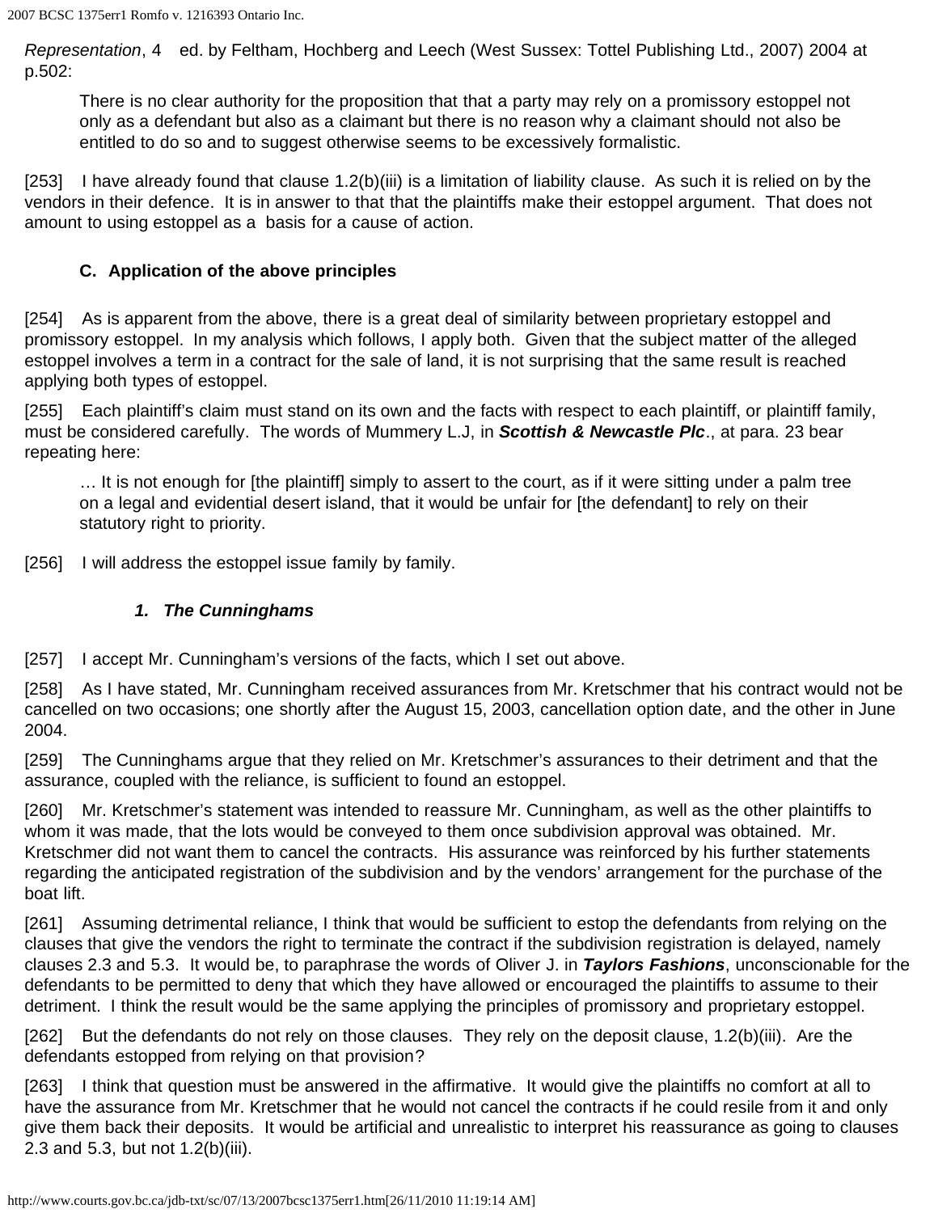*Representation*, 4 ed. by Feltham, Hochberg and Leech (West Sussex: Tottel Publishing Ltd., 2007) 2004 at p.502:

> There is no clear authority for the proposition that that a party may rely on a promissory estoppel not only as a defendant but also as a claimant but there is no reason why a claimant should not also be entitled to do so and to suggest otherwise seems to be excessively formalistic.

[253] I have already found that clause 1.2(b)(iii) is a limitation of liability clause. As such it is relied on by the vendors in their defence. It is in answer to that that the plaintiffs make their estoppel argument. That does not amount to using estoppel as a basis for a cause of action.

### C. Application of the above principles

[254] As is apparent from the above, there is a great deal of similarity between proprietary estoppel and promissory estoppel. In my analysis which follows, I apply both. Given that the subject matter of the alleged estoppel involves a term in a contract for the sale of land, it is not surprising that the same result is reached applying both types of estoppel.

[255] Each plaintiff's claim must stand on its own and the facts with respect to each plaintiff, or plaintiff family, must be considered carefully. The words of Mummery L.J, in ***Scottish & Newcastle Plc***., at para. 23 bear repeating here:

> … It is not enough for [the plaintiff] simply to assert to the court, as if it were sitting under a palm tree on a legal and evidential desert island, that it would be unfair for [the defendant] to rely on their statutory right to priority.

[256] I will address the estoppel issue family by family.

#### *1. The Cunninghams*

[257] I accept Mr. Cunningham's versions of the facts, which I set out above.

[258] As I have stated, Mr. Cunningham received assurances from Mr. Kretschmer that his contract would not be cancelled on two occasions; one shortly after the August 15, 2003, cancellation option date, and the other in June 2004.

[259] The Cunninghams argue that they relied on Mr. Kretschmer's assurances to their detriment and that the assurance, coupled with the reliance, is sufficient to found an estoppel.

[260] Mr. Kretschmer's statement was intended to reassure Mr. Cunningham, as well as the other plaintiffs to whom it was made, that the lots would be conveyed to them once subdivision approval was obtained. Mr. Kretschmer did not want them to cancel the contracts. His assurance was reinforced by his further statements regarding the anticipated registration of the subdivision and by the vendors' arrangement for the purchase of the boat lift.

[261] Assuming detrimental reliance, I think that would be sufficient to estop the defendants from relying on the clauses that give the vendors the right to terminate the contract if the subdivision registration is delayed, namely clauses 2.3 and 5.3. It would be, to paraphrase the words of Oliver J. in ***Taylors Fashions***, unconscionable for the defendants to be permitted to deny that which they have allowed or encouraged the plaintiffs to assume to their detriment. I think the result would be the same applying the principles of promissory and proprietary estoppel.

[262] But the defendants do not rely on those clauses. They rely on the deposit clause, 1.2(b)(iii). Are the defendants estopped from relying on that provision?

[263] I think that question must be answered in the affirmative. It would give the plaintiffs no comfort at all to have the assurance from Mr. Kretschmer that he would not cancel the contracts if he could resile from it and only give them back their deposits. It would be artificial and unrealistic to interpret his reassurance as going to clauses 2.3 and 5.3, but not 1.2(b)(iii).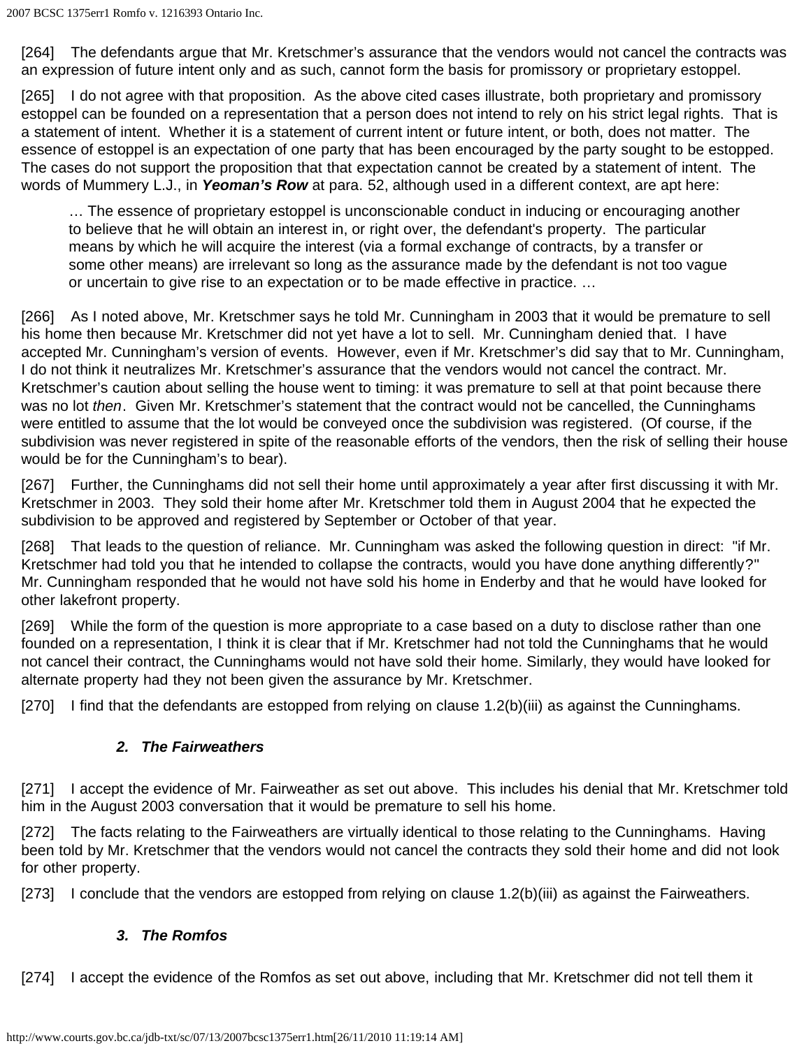[264]    The defendants argue that Mr. Kretschmer's assurance that the vendors would not cancel the contracts was an expression of future intent only and as such, cannot form the basis for promissory or proprietary estoppel.

[265]    I do not agree with that proposition.  As the above cited cases illustrate, both proprietary and promissory estoppel can be founded on a representation that a person does not intend to rely on his strict legal rights.  That is a statement of intent.  Whether it is a statement of current intent or future intent, or both, does not matter.  The essence of estoppel is an expectation of one party that has been encouraged by the party sought to be estopped.  The cases do not support the proposition that that expectation cannot be created by a statement of intent.  The words of Mummery L.J., in ***Yeoman's Row*** at para. 52, although used in a different context, are apt here:

> … The essence of proprietary estoppel is unconscionable conduct in inducing or encouraging another to believe that he will obtain an interest in, or right over, the defendant's property.  The particular means by which he will acquire the interest (via a formal exchange of contracts, by a transfer or some other means) are irrelevant so long as the assurance made by the defendant is not too vague or uncertain to give rise to an expectation or to be made effective in practice. …

[266]    As I noted above, Mr. Kretschmer says he told Mr. Cunningham in 2003 that it would be premature to sell his home then because Mr. Kretschmer did not yet have a lot to sell.  Mr. Cunningham denied that.  I have accepted Mr. Cunningham's version of events.  However, even if Mr. Kretschmer's did say that to Mr. Cunningham, I do not think it neutralizes Mr. Kretschmer's assurance that the vendors would not cancel the contract. Mr. Kretschmer's caution about selling the house went to timing: it was premature to sell at that point because there was no lot *then*.  Given Mr. Kretschmer's statement that the contract would not be cancelled, the Cunninghams were entitled to assume that the lot would be conveyed once the subdivision was registered.  (Of course, if the subdivision was never registered in spite of the reasonable efforts of the vendors, then the risk of selling their house would be for the Cunningham's to bear).

[267]    Further, the Cunninghams did not sell their home until approximately a year after first discussing it with Mr. Kretschmer in 2003.  They sold their home after Mr. Kretschmer told them in August 2004 that he expected the subdivision to be approved and registered by September or October of that year.

[268]    That leads to the question of reliance.  Mr. Cunningham was asked the following question in direct:  "if Mr. Kretschmer had told you that he intended to collapse the contracts, would you have done anything differently?"  Mr. Cunningham responded that he would not have sold his home in Enderby and that he would have looked for other lakefront property.

[269]    While the form of the question is more appropriate to a case based on a duty to disclose rather than one founded on a representation, I think it is clear that if Mr. Kretschmer had not told the Cunninghams that he would not cancel their contract, the Cunninghams would not have sold their home. Similarly, they would have looked for alternate property had they not been given the assurance by Mr. Kretschmer.

[270]    I find that the defendants are estopped from relying on clause 1.2(b)(iii) as against the Cunninghams.

### ***2. The Fairweathers***

[271]    I accept the evidence of Mr. Fairweather as set out above.  This includes his denial that Mr. Kretschmer told him in the August 2003 conversation that it would be premature to sell his home.

[272]    The facts relating to the Fairweathers are virtually identical to those relating to the Cunninghams.  Having been told by Mr. Kretschmer that the vendors would not cancel the contracts they sold their home and did not look for other property.

[273]    I conclude that the vendors are estopped from relying on clause 1.2(b)(iii) as against the Fairweathers.

### ***3. The Romfos***

[274]    I accept the evidence of the Romfos as set out above, including that Mr. Kretschmer did not tell them it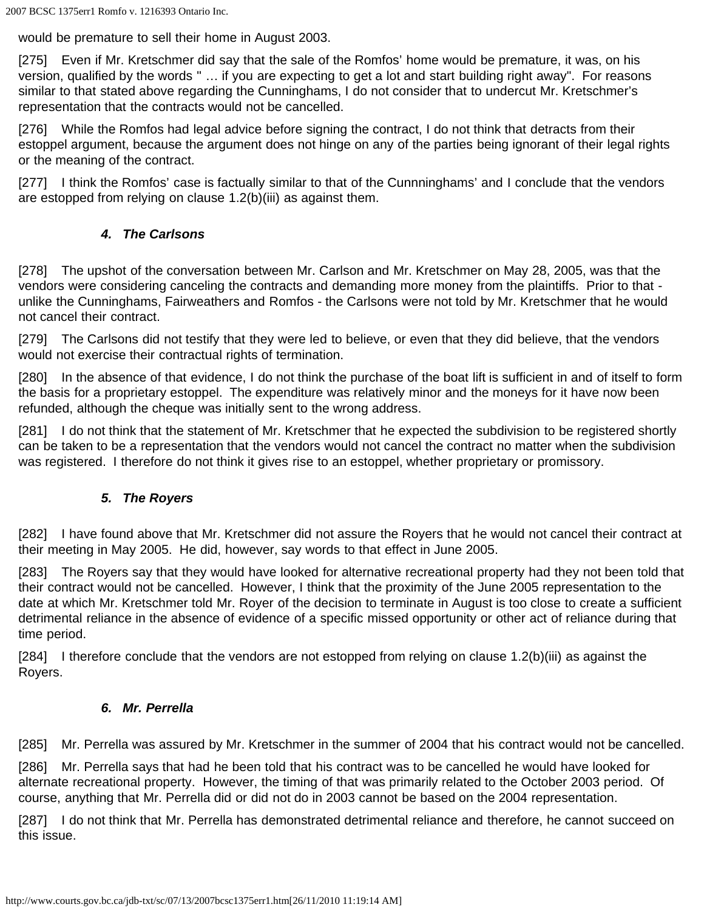would be premature to sell their home in August 2003.

[275]    Even if Mr. Kretschmer did say that the sale of the Romfos' home would be premature, it was, on his version, qualified by the words " … if you are expecting to get a lot and start building right away". For reasons similar to that stated above regarding the Cunninghams, I do not consider that to undercut Mr. Kretschmer's representation that the contracts would not be cancelled.

[276]    While the Romfos had legal advice before signing the contract, I do not think that detracts from their estoppel argument, because the argument does not hinge on any of the parties being ignorant of their legal rights or the meaning of the contract.

[277]    I think the Romfos' case is factually similar to that of the Cunnninghams' and I conclude that the vendors are estopped from relying on clause 1.2(b)(iii) as against them.

### ***4. The Carlsons***

[278]    The upshot of the conversation between Mr. Carlson and Mr. Kretschmer on May 28, 2005, was that the vendors were considering canceling the contracts and demanding more money from the plaintiffs. Prior to that - unlike the Cunninghams, Fairweathers and Romfos - the Carlsons were not told by Mr. Kretschmer that he would not cancel their contract.

[279]    The Carlsons did not testify that they were led to believe, or even that they did believe, that the vendors would not exercise their contractual rights of termination.

[280]    In the absence of that evidence, I do not think the purchase of the boat lift is sufficient in and of itself to form the basis for a proprietary estoppel. The expenditure was relatively minor and the moneys for it have now been refunded, although the cheque was initially sent to the wrong address.

[281]    I do not think that the statement of Mr. Kretschmer that he expected the subdivision to be registered shortly can be taken to be a representation that the vendors would not cancel the contract no matter when the subdivision was registered. I therefore do not think it gives rise to an estoppel, whether proprietary or promissory.

### ***5. The Royers***

[282]    I have found above that Mr. Kretschmer did not assure the Royers that he would not cancel their contract at their meeting in May 2005. He did, however, say words to that effect in June 2005.

[283]    The Royers say that they would have looked for alternative recreational property had they not been told that their contract would not be cancelled. However, I think that the proximity of the June 2005 representation to the date at which Mr. Kretschmer told Mr. Royer of the decision to terminate in August is too close to create a sufficient detrimental reliance in the absence of evidence of a specific missed opportunity or other act of reliance during that time period.

[284]    I therefore conclude that the vendors are not estopped from relying on clause 1.2(b)(iii) as against the Royers.

### ***6. Mr. Perrella***

[285]    Mr. Perrella was assured by Mr. Kretschmer in the summer of 2004 that his contract would not be cancelled.

[286]    Mr. Perrella says that had he been told that his contract was to be cancelled he would have looked for alternate recreational property. However, the timing of that was primarily related to the October 2003 period. Of course, anything that Mr. Perrella did or did not do in 2003 cannot be based on the 2004 representation.

[287]    I do not think that Mr. Perrella has demonstrated detrimental reliance and therefore, he cannot succeed on this issue.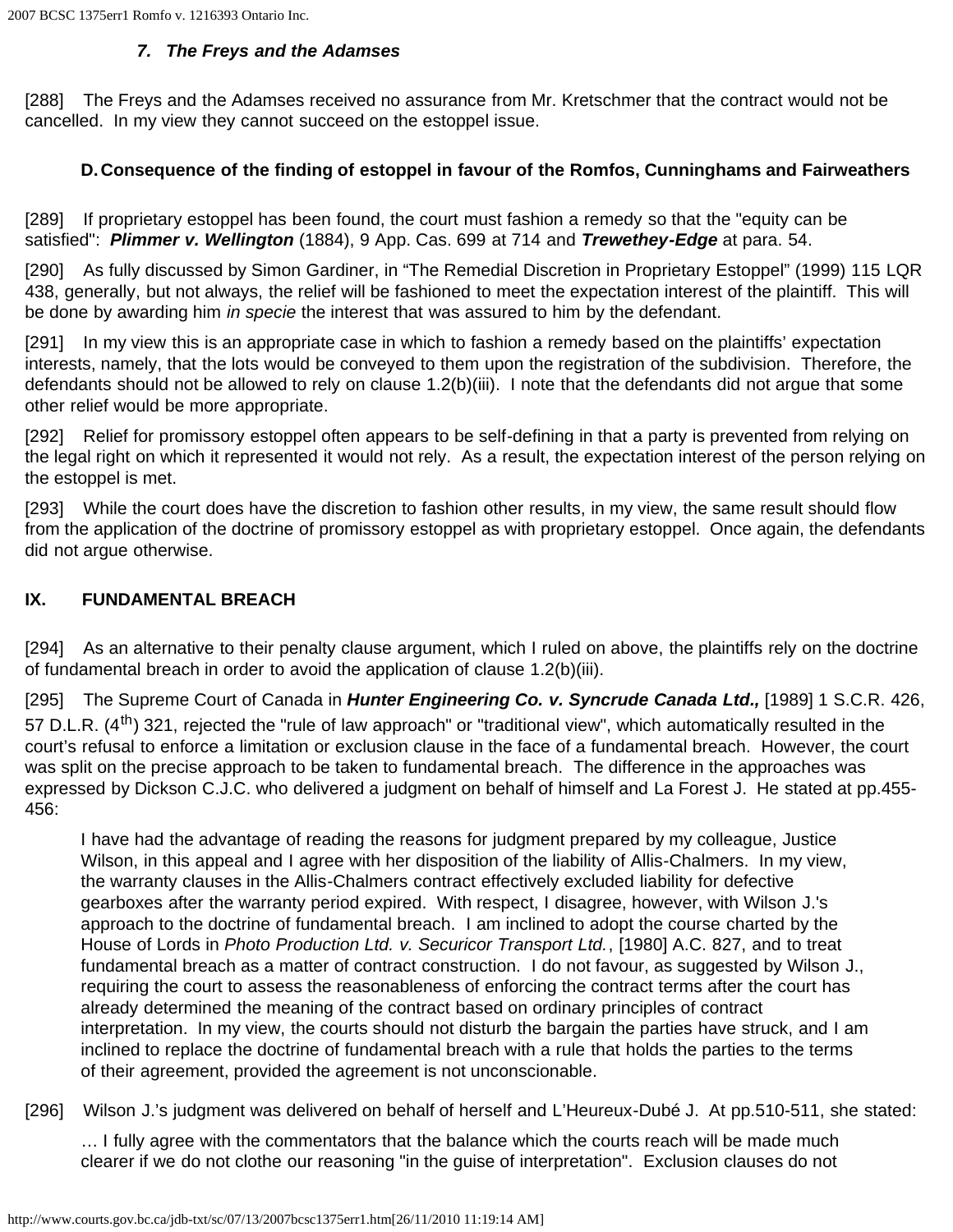### 7. *The Freys and the Adamses*

[288] The Freys and the Adamses received no assurance from Mr. Kretschmer that the contract would not be cancelled. In my view they cannot succeed on the estoppel issue.

### D. Consequence of the finding of estoppel in favour of the Romfos, Cunninghams and Fairweathers

[289] If proprietary estoppel has been found, the court must fashion a remedy so that the "equity can be satisfied": ***Plimmer v. Wellington*** (1884), 9 App. Cas. 699 at 714 and ***Trewethey-Edge*** at para. 54.

[290] As fully discussed by Simon Gardiner, in "The Remedial Discretion in Proprietary Estoppel" (1999) 115 LQR 438, generally, but not always, the relief will be fashioned to meet the expectation interest of the plaintiff. This will be done by awarding him *in specie* the interest that was assured to him by the defendant.

[291] In my view this is an appropriate case in which to fashion a remedy based on the plaintiffs' expectation interests, namely, that the lots would be conveyed to them upon the registration of the subdivision. Therefore, the defendants should not be allowed to rely on clause 1.2(b)(iii). I note that the defendants did not argue that some other relief would be more appropriate.

[292] Relief for promissory estoppel often appears to be self-defining in that a party is prevented from relying on the legal right on which it represented it would not rely. As a result, the expectation interest of the person relying on the estoppel is met.

[293] While the court does have the discretion to fashion other results, in my view, the same result should flow from the application of the doctrine of promissory estoppel as with proprietary estoppel. Once again, the defendants did not argue otherwise.

## IX. FUNDAMENTAL BREACH

[294] As an alternative to their penalty clause argument, which I ruled on above, the plaintiffs rely on the doctrine of fundamental breach in order to avoid the application of clause 1.2(b)(iii).

[295] The Supreme Court of Canada in ***Hunter Engineering Co. v. Syncrude Canada Ltd.,*** [1989] 1 S.C.R. 426, 57 D.L.R. (4th) 321, rejected the "rule of law approach" or "traditional view", which automatically resulted in the court's refusal to enforce a limitation or exclusion clause in the face of a fundamental breach. However, the court was split on the precise approach to be taken to fundamental breach. The difference in the approaches was expressed by Dickson C.J.C. who delivered a judgment on behalf of himself and La Forest J. He stated at pp.455-456:

> I have had the advantage of reading the reasons for judgment prepared by my colleague, Justice Wilson, in this appeal and I agree with her disposition of the liability of Allis-Chalmers. In my view, the warranty clauses in the Allis-Chalmers contract effectively excluded liability for defective gearboxes after the warranty period expired. With respect, I disagree, however, with Wilson J.'s approach to the doctrine of fundamental breach. I am inclined to adopt the course charted by the House of Lords in *Photo Production Ltd. v. Securicor Transport Ltd.*, [1980] A.C. 827, and to treat fundamental breach as a matter of contract construction. I do not favour, as suggested by Wilson J., requiring the court to assess the reasonableness of enforcing the contract terms after the court has already determined the meaning of the contract based on ordinary principles of contract interpretation. In my view, the courts should not disturb the bargain the parties have struck, and I am inclined to replace the doctrine of fundamental breach with a rule that holds the parties to the terms of their agreement, provided the agreement is not unconscionable.

[296] Wilson J.'s judgment was delivered on behalf of herself and L'Heureux-Dubé J. At pp.510-511, she stated:

> … I fully agree with the commentators that the balance which the courts reach will be made much clearer if we do not clothe our reasoning "in the guise of interpretation". Exclusion clauses do not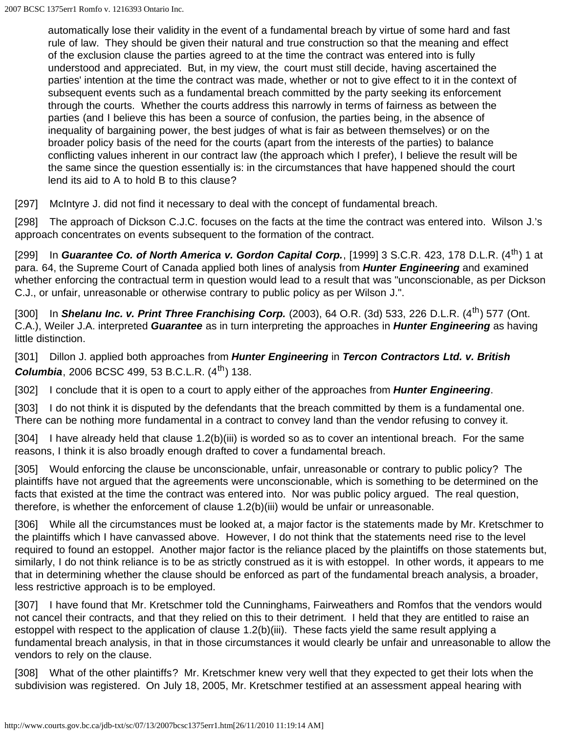automatically lose their validity in the event of a fundamental breach by virtue of some hard and fast rule of law. They should be given their natural and true construction so that the meaning and effect of the exclusion clause the parties agreed to at the time the contract was entered into is fully understood and appreciated. But, in my view, the court must still decide, having ascertained the parties' intention at the time the contract was made, whether or not to give effect to it in the context of subsequent events such as a fundamental breach committed by the party seeking its enforcement through the courts. Whether the courts address this narrowly in terms of fairness as between the parties (and I believe this has been a source of confusion, the parties being, in the absence of inequality of bargaining power, the best judges of what is fair as between themselves) or on the broader policy basis of the need for the courts (apart from the interests of the parties) to balance conflicting values inherent in our contract law (the approach which I prefer), I believe the result will be the same since the question essentially is: in the circumstances that have happened should the court lend its aid to A to hold B to this clause?

[297] McIntyre J. did not find it necessary to deal with the concept of fundamental breach.

[298] The approach of Dickson C.J.C. focuses on the facts at the time the contract was entered into. Wilson J.'s approach concentrates on events subsequent to the formation of the contract.

[299] In ***Guarantee Co. of North America v. Gordon Capital Corp.***, [1999] 3 S.C.R. 423, 178 D.L.R. (4th) 1 at para. 64, the Supreme Court of Canada applied both lines of analysis from ***Hunter Engineering*** and examined whether enforcing the contractual term in question would lead to a result that was "unconscionable, as per Dickson C.J., or unfair, unreasonable or otherwise contrary to public policy as per Wilson J.".

[300] In ***Shelanu Inc. v. Print Three Franchising Corp.*** (2003), 64 O.R. (3d) 533, 226 D.L.R. (4th) 577 (Ont. C.A.), Weiler J.A. interpreted ***Guarantee*** as in turn interpreting the approaches in ***Hunter Engineering*** as having little distinction.

[301] Dillon J. applied both approaches from ***Hunter Engineering*** in ***Tercon Contractors Ltd. v. British Columbia***, 2006 BCSC 499, 53 B.C.L.R. (4th) 138.

[302] I conclude that it is open to a court to apply either of the approaches from ***Hunter Engineering***.

[303] I do not think it is disputed by the defendants that the breach committed by them is a fundamental one. There can be nothing more fundamental in a contract to convey land than the vendor refusing to convey it.

[304] I have already held that clause 1.2(b)(iii) is worded so as to cover an intentional breach. For the same reasons, I think it is also broadly enough drafted to cover a fundamental breach.

[305] Would enforcing the clause be unconscionable, unfair, unreasonable or contrary to public policy? The plaintiffs have not argued that the agreements were unconscionable, which is something to be determined on the facts that existed at the time the contract was entered into. Nor was public policy argued. The real question, therefore, is whether the enforcement of clause 1.2(b)(iii) would be unfair or unreasonable.

[306] While all the circumstances must be looked at, a major factor is the statements made by Mr. Kretschmer to the plaintiffs which I have canvassed above. However, I do not think that the statements need rise to the level required to found an estoppel. Another major factor is the reliance placed by the plaintiffs on those statements but, similarly, I do not think reliance is to be as strictly construed as it is with estoppel. In other words, it appears to me that in determining whether the clause should be enforced as part of the fundamental breach analysis, a broader, less restrictive approach is to be employed.

[307] I have found that Mr. Kretschmer told the Cunninghams, Fairweathers and Romfos that the vendors would not cancel their contracts, and that they relied on this to their detriment. I held that they are entitled to raise an estoppel with respect to the application of clause 1.2(b)(iii). These facts yield the same result applying a fundamental breach analysis, in that in those circumstances it would clearly be unfair and unreasonable to allow the vendors to rely on the clause.

[308] What of the other plaintiffs? Mr. Kretschmer knew very well that they expected to get their lots when the subdivision was registered. On July 18, 2005, Mr. Kretschmer testified at an assessment appeal hearing with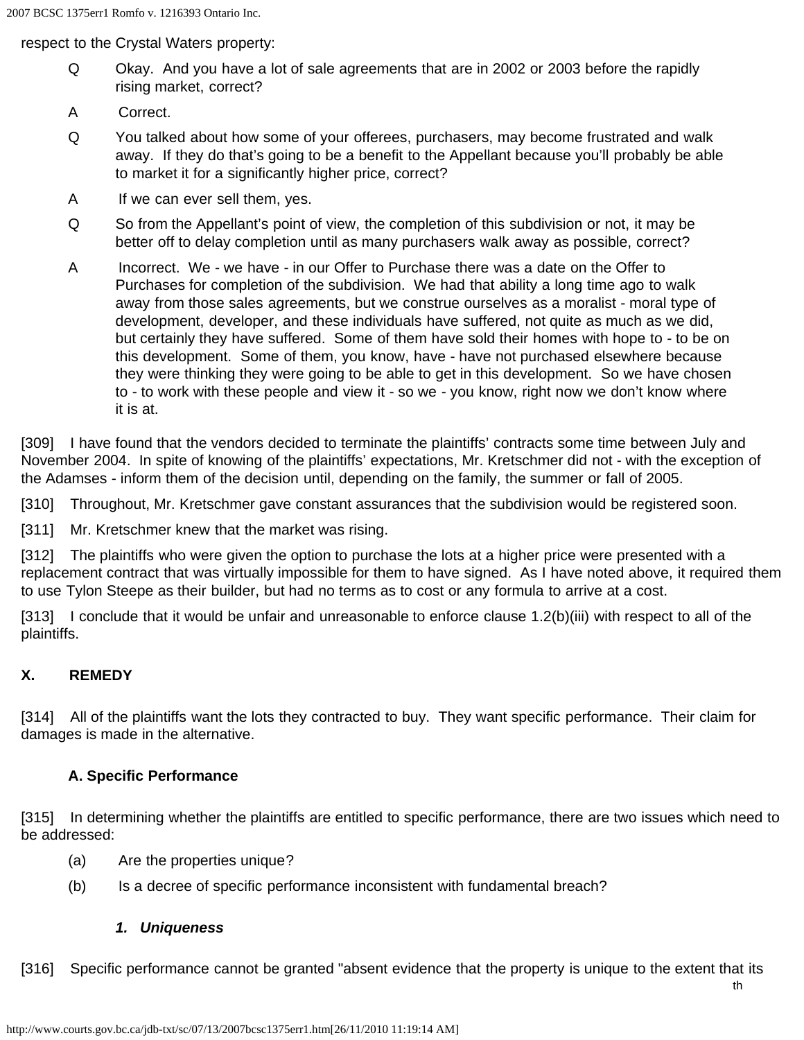respect to the Crystal Waters property:

> Q Okay. And you have a lot of sale agreements that are in 2002 or 2003 before the rapidly rising market, correct?
>
> A Correct.
>
> Q You talked about how some of your offerees, purchasers, may become frustrated and walk away. If they do that's going to be a benefit to the Appellant because you'll probably be able to market it for a significantly higher price, correct?
>
> A If we can ever sell them, yes.
>
> Q So from the Appellant's point of view, the completion of this subdivision or not, it may be better off to delay completion until as many purchasers walk away as possible, correct?
>
> A Incorrect. We - we have - in our Offer to Purchase there was a date on the Offer to Purchases for completion of the subdivision. We had that ability a long time ago to walk away from those sales agreements, but we construe ourselves as a moralist - moral type of development, developer, and these individuals have suffered, not quite as much as we did, but certainly they have suffered. Some of them have sold their homes with hope to - to be on this development. Some of them, you know, have - have not purchased elsewhere because they were thinking they were going to be able to get in this development. So we have chosen to - to work with these people and view it - so we - you know, right now we don't know where it is at.

[309] I have found that the vendors decided to terminate the plaintiffs' contracts some time between July and November 2004. In spite of knowing of the plaintiffs' expectations, Mr. Kretschmer did not - with the exception of the Adamses - inform them of the decision until, depending on the family, the summer or fall of 2005.

[310] Throughout, Mr. Kretschmer gave constant assurances that the subdivision would be registered soon.

[311] Mr. Kretschmer knew that the market was rising.

[312] The plaintiffs who were given the option to purchase the lots at a higher price were presented with a replacement contract that was virtually impossible for them to have signed. As I have noted above, it required them to use Tylon Steepe as their builder, but had no terms as to cost or any formula to arrive at a cost.

[313] I conclude that it would be unfair and unreasonable to enforce clause 1.2(b)(iii) with respect to all of the plaintiffs.

## X. REMEDY

[314] All of the plaintiffs want the lots they contracted to buy. They want specific performance. Their claim for damages is made in the alternative.

### A. Specific Performance

[315] In determining whether the plaintiffs are entitled to specific performance, there are two issues which need to be addressed:

(a) Are the properties unique?

(b) Is a decree of specific performance inconsistent with fundamental breach?

#### *1. Uniqueness*

[316] Specific performance cannot be granted "absent evidence that the property is unique to the extent that its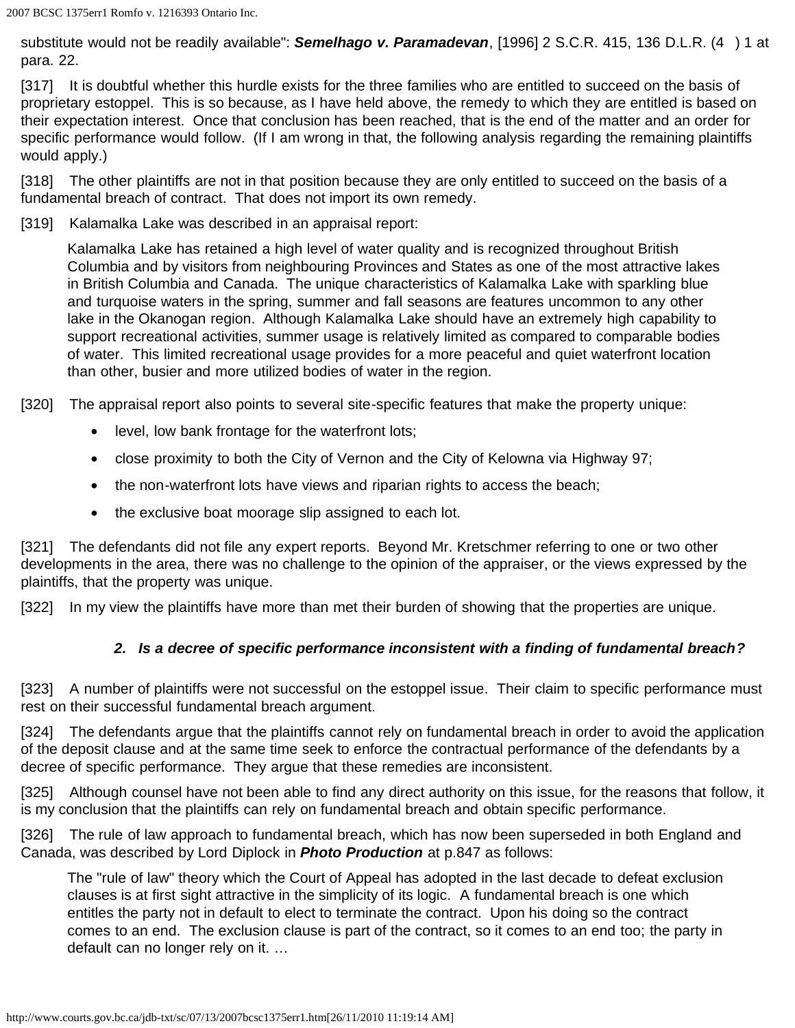substitute would not be readily available": ***Semelhago v. Paramadevan***, [1996] 2 S.C.R. 415, 136 D.L.R. (4 ) 1 at para. 22.

[317] It is doubtful whether this hurdle exists for the three families who are entitled to succeed on the basis of proprietary estoppel. This is so because, as I have held above, the remedy to which they are entitled is based on their expectation interest. Once that conclusion has been reached, that is the end of the matter and an order for specific performance would follow. (If I am wrong in that, the following analysis regarding the remaining plaintiffs would apply.)

[318] The other plaintiffs are not in that position because they are only entitled to succeed on the basis of a fundamental breach of contract. That does not import its own remedy.

[319] Kalamalka Lake was described in an appraisal report:

> Kalamalka Lake has retained a high level of water quality and is recognized throughout British Columbia and by visitors from neighbouring Provinces and States as one of the most attractive lakes in British Columbia and Canada. The unique characteristics of Kalamalka Lake with sparkling blue and turquoise waters in the spring, summer and fall seasons are features uncommon to any other lake in the Okanogan region. Although Kalamalka Lake should have an extremely high capability to support recreational activities, summer usage is relatively limited as compared to comparable bodies of water. This limited recreational usage provides for a more peaceful and quiet waterfront location than other, busier and more utilized bodies of water in the region.

[320] The appraisal report also points to several site-specific features that make the property unique:

- level, low bank frontage for the waterfront lots;
- close proximity to both the City of Vernon and the City of Kelowna via Highway 97;
- the non-waterfront lots have views and riparian rights to access the beach;
- the exclusive boat moorage slip assigned to each lot.

[321] The defendants did not file any expert reports. Beyond Mr. Kretschmer referring to one or two other developments in the area, there was no challenge to the opinion of the appraiser, or the views expressed by the plaintiffs, that the property was unique.

[322] In my view the plaintiffs have more than met their burden of showing that the properties are unique.

#### *2. Is a decree of specific performance inconsistent with a finding of fundamental breach?*

[323] A number of plaintiffs were not successful on the estoppel issue. Their claim to specific performance must rest on their successful fundamental breach argument.

[324] The defendants argue that the plaintiffs cannot rely on fundamental breach in order to avoid the application of the deposit clause and at the same time seek to enforce the contractual performance of the defendants by a decree of specific performance. They argue that these remedies are inconsistent.

[325] Although counsel have not been able to find any direct authority on this issue, for the reasons that follow, it is my conclusion that the plaintiffs can rely on fundamental breach and obtain specific performance.

[326] The rule of law approach to fundamental breach, which has now been superseded in both England and Canada, was described by Lord Diplock in ***Photo Production*** at p.847 as follows:

> The "rule of law" theory which the Court of Appeal has adopted in the last decade to defeat exclusion clauses is at first sight attractive in the simplicity of its logic. A fundamental breach is one which entitles the party not in default to elect to terminate the contract. Upon his doing so the contract comes to an end. The exclusion clause is part of the contract, so it comes to an end too; the party in default can no longer rely on it. …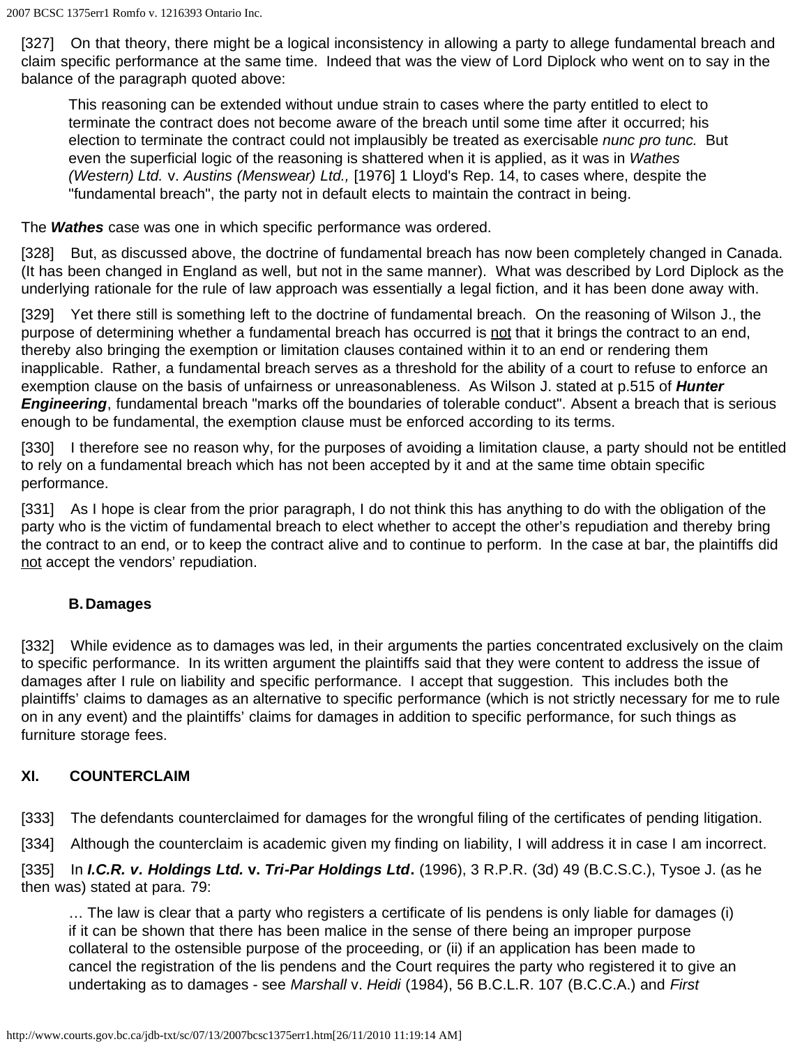[327]    On that theory, there might be a logical inconsistency in allowing a party to allege fundamental breach and claim specific performance at the same time.  Indeed that was the view of Lord Diplock who went on to say in the balance of the paragraph quoted above:

> This reasoning can be extended without undue strain to cases where the party entitled to elect to terminate the contract does not become aware of the breach until some time after it occurred; his election to terminate the contract could not implausibly be treated as exercisable *nunc pro tunc.*  But even the superficial logic of the reasoning is shattered when it is applied, as it was in *Wathes (Western) Ltd.* v. *Austins (Menswear) Ltd.,* [1976] 1 Lloyd's Rep. 14, to cases where, despite the "fundamental breach", the party not in default elects to maintain the contract in being.

The ***Wathes*** case was one in which specific performance was ordered.

[328]    But, as discussed above, the doctrine of fundamental breach has now been completely changed in Canada.  (It has been changed in England as well, but not in the same manner).  What was described by Lord Diplock as the underlying rationale for the rule of law approach was essentially a legal fiction, and it has been done away with.

[329]    Yet there still is something left to the doctrine of fundamental breach.  On the reasoning of Wilson J., the purpose of determining whether a fundamental breach has occurred is not that it brings the contract to an end, thereby also bringing the exemption or limitation clauses contained within it to an end or rendering them inapplicable.  Rather, a fundamental breach serves as a threshold for the ability of a court to refuse to enforce an exemption clause on the basis of unfairness or unreasonableness.  As Wilson J. stated at p.515 of ***Hunter Engineering***, fundamental breach "marks off the boundaries of tolerable conduct".  Absent a breach that is serious enough to be fundamental, the exemption clause must be enforced according to its terms.

[330]    I therefore see no reason why, for the purposes of avoiding a limitation clause, a party should not be entitled to rely on a fundamental breach which has not been accepted by it and at the same time obtain specific performance.

[331]    As I hope is clear from the prior paragraph, I do not think this has anything to do with the obligation of the party who is the victim of fundamental breach to elect whether to accept the other's repudiation and thereby bring the contract to an end, or to keep the contract alive and to continue to perform.  In the case at bar, the plaintiffs did not accept the vendors' repudiation.

### B. Damages

[332]    While evidence as to damages was led, in their arguments the parties concentrated exclusively on the claim to specific performance.  In its written argument the plaintiffs said that they were content to address the issue of damages after I rule on liability and specific performance.  I accept that suggestion.  This includes both the plaintiffs' claims to damages as an alternative to specific performance (which is not strictly necessary for me to rule on in any event) and the plaintiffs' claims for damages in addition to specific performance, for such things as furniture storage fees.

## XI. COUNTERCLAIM

[333]    The defendants counterclaimed for damages for the wrongful filing of the certificates of pending litigation.

[334]    Although the counterclaim is academic given my finding on liability, I will address it in case I am incorrect.

[335]    In ***I.C.R. v. Holdings Ltd.* v. *Tri-Par Holdings Ltd*.** (1996), 3 R.P.R. (3d) 49 (B.C.S.C.), Tysoe J. (as he then was) stated at para. 79:

> … The law is clear that a party who registers a certificate of lis pendens is only liable for damages (i) if it can be shown that there has been malice in the sense of there being an improper purpose collateral to the ostensible purpose of the proceeding, or (ii) if an application has been made to cancel the registration of the lis pendens and the Court requires the party who registered it to give an undertaking as to damages - see *Marshall* v. *Heidi* (1984), 56 B.C.L.R. 107 (B.C.C.A.) and *First*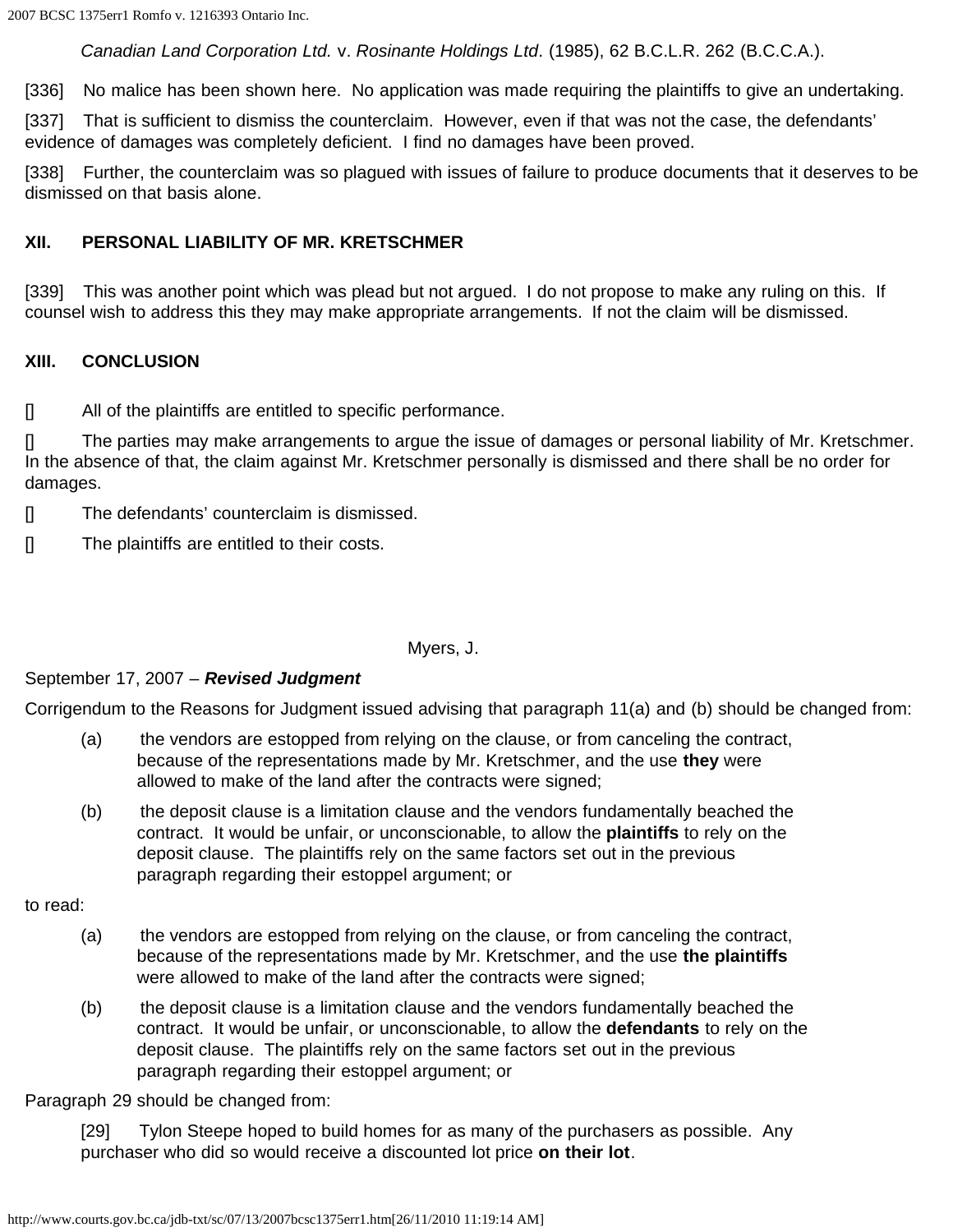*Canadian Land Corporation Ltd.* v. *Rosinante Holdings Ltd*. (1985), 62 B.C.L.R. 262 (B.C.C.A.).

[336] No malice has been shown here. No application was made requiring the plaintiffs to give an undertaking.

[337] That is sufficient to dismiss the counterclaim. However, even if that was not the case, the defendants' evidence of damages was completely deficient. I find no damages have been proved.

[338] Further, the counterclaim was so plagued with issues of failure to produce documents that it deserves to be dismissed on that basis alone.

## XII. PERSONAL LIABILITY OF MR. KRETSCHMER

[339] This was another point which was plead but not argued. I do not propose to make any ruling on this. If counsel wish to address this they may make appropriate arrangements. If not the claim will be dismissed.

## XIII. CONCLUSION

[] All of the plaintiffs are entitled to specific performance.

[] The parties may make arrangements to argue the issue of damages or personal liability of Mr. Kretschmer. In the absence of that, the claim against Mr. Kretschmer personally is dismissed and there shall be no order for damages.

[] The defendants' counterclaim is dismissed.

[] The plaintiffs are entitled to their costs.

Myers, J.

September 17, 2007 – ***Revised Judgment***

Corrigendum to the Reasons for Judgment issued advising that paragraph 11(a) and (b) should be changed from:

> (a) the vendors are estopped from relying on the clause, or from canceling the contract, because of the representations made by Mr. Kretschmer, and the use **they** were allowed to make of the land after the contracts were signed;
>
> (b) the deposit clause is a limitation clause and the vendors fundamentally beached the contract. It would be unfair, or unconscionable, to allow the **plaintiffs** to rely on the deposit clause. The plaintiffs rely on the same factors set out in the previous paragraph regarding their estoppel argument; or

to read:

> (a) the vendors are estopped from relying on the clause, or from canceling the contract, because of the representations made by Mr. Kretschmer, and the use **the plaintiffs** were allowed to make of the land after the contracts were signed;
>
> (b) the deposit clause is a limitation clause and the vendors fundamentally beached the contract. It would be unfair, or unconscionable, to allow the **defendants** to rely on the deposit clause. The plaintiffs rely on the same factors set out in the previous paragraph regarding their estoppel argument; or

Paragraph 29 should be changed from:

> [29] Tylon Steepe hoped to build homes for as many of the purchasers as possible. Any purchaser who did so would receive a discounted lot price **on their lot**.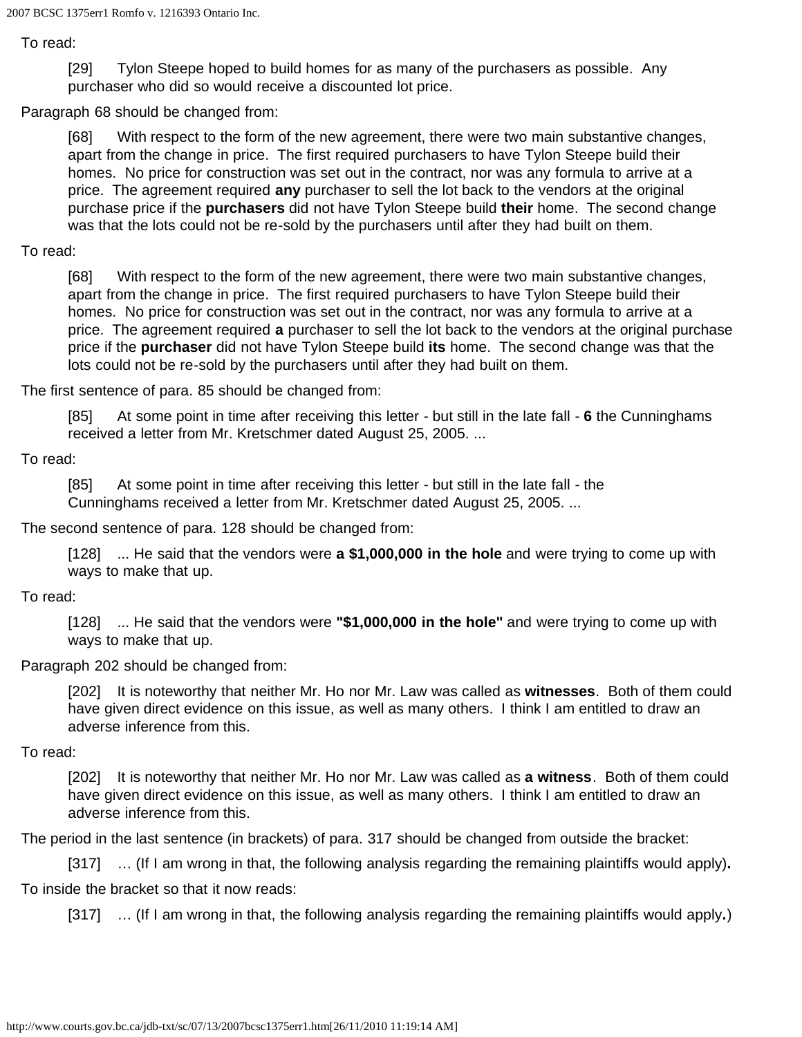To read:

> [29] Tylon Steepe hoped to build homes for as many of the purchasers as possible. Any purchaser who did so would receive a discounted lot price.

Paragraph 68 should be changed from:

> [68] With respect to the form of the new agreement, there were two main substantive changes, apart from the change in price. The first required purchasers to have Tylon Steepe build their homes. No price for construction was set out in the contract, nor was any formula to arrive at a price. The agreement required **any** purchaser to sell the lot back to the vendors at the original purchase price if the **purchasers** did not have Tylon Steepe build **their** home. The second change was that the lots could not be re-sold by the purchasers until after they had built on them.

To read:

> [68] With respect to the form of the new agreement, there were two main substantive changes, apart from the change in price. The first required purchasers to have Tylon Steepe build their homes. No price for construction was set out in the contract, nor was any formula to arrive at a price. The agreement required **a** purchaser to sell the lot back to the vendors at the original purchase price if the **purchaser** did not have Tylon Steepe build **its** home. The second change was that the lots could not be re-sold by the purchasers until after they had built on them.

The first sentence of para. 85 should be changed from:

> [85] At some point in time after receiving this letter - but still in the late fall - **6** the Cunninghams received a letter from Mr. Kretschmer dated August 25, 2005. ...

To read:

> [85] At some point in time after receiving this letter - but still in the late fall - the Cunninghams received a letter from Mr. Kretschmer dated August 25, 2005. ...

The second sentence of para. 128 should be changed from:

> [128] ... He said that the vendors were **a $1,000,000 in the hole** and were trying to come up with ways to make that up.

To read:

> [128] ... He said that the vendors were **"$1,000,000 in the hole"** and were trying to come up with ways to make that up.

Paragraph 202 should be changed from:

> [202] It is noteworthy that neither Mr. Ho nor Mr. Law was called as **witnesses**. Both of them could have given direct evidence on this issue, as well as many others. I think I am entitled to draw an adverse inference from this.

To read:

> [202] It is noteworthy that neither Mr. Ho nor Mr. Law was called as **a witness**. Both of them could have given direct evidence on this issue, as well as many others. I think I am entitled to draw an adverse inference from this.

The period in the last sentence (in brackets) of para. 317 should be changed from outside the bracket:

> [317] … (If I am wrong in that, the following analysis regarding the remaining plaintiffs would apply)**.**

To inside the bracket so that it now reads:

> [317] … (If I am wrong in that, the following analysis regarding the remaining plaintiffs would apply**.**)